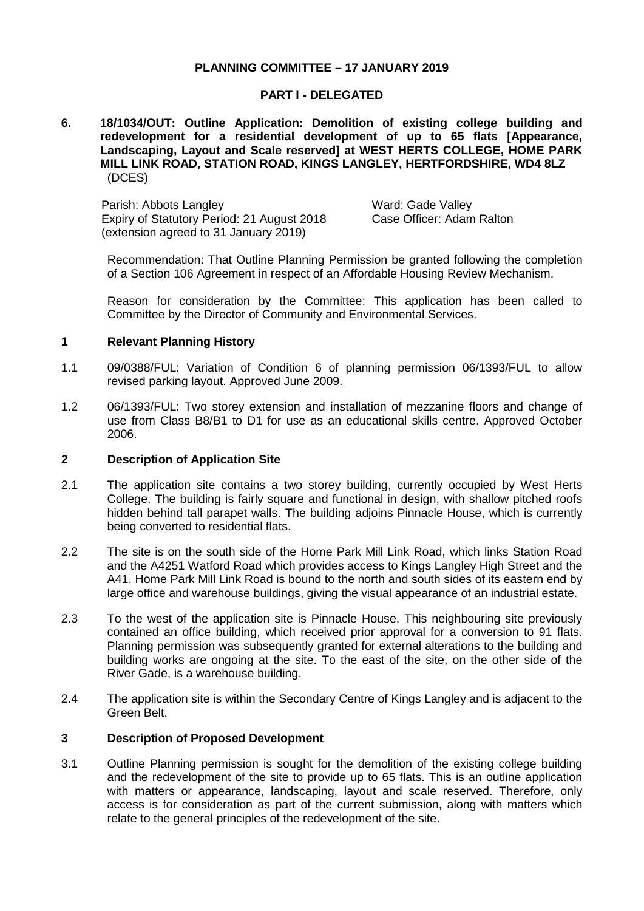**PLANNING COMMITTEE – 17 JANUARY 2019**

**PART I - DELEGATED**

**6. 18/1034/OUT: Outline Application: Demolition of existing college building and redevelopment for a residential development of up to 65 flats [Appearance, Landscaping, Layout and Scale reserved] at WEST HERTS COLLEGE, HOME PARK MILL LINK ROAD, STATION ROAD, KINGS LANGLEY, HERTFORDSHIRE, WD4 8LZ** (DCES)

| | |
|---|---|
| Parish: Abbots Langley | Ward: Gade Valley |
| Expiry of Statutory Period: 21 August 2018 (extension agreed to 31 January 2019) | Case Officer: Adam Ralton |

Recommendation: That Outline Planning Permission be granted following the completion of a Section 106 Agreement in respect of an Affordable Housing Review Mechanism.

Reason for consideration by the Committee: This application has been called to Committee by the Director of Community and Environmental Services.

## 1 Relevant Planning History

1.1 09/0388/FUL: Variation of Condition 6 of planning permission 06/1393/FUL to allow revised parking layout. Approved June 2009.

1.2 06/1393/FUL: Two storey extension and installation of mezzanine floors and change of use from Class B8/B1 to D1 for use as an educational skills centre. Approved October 2006.

## 2 Description of Application Site

2.1 The application site contains a two storey building, currently occupied by West Herts College. The building is fairly square and functional in design, with shallow pitched roofs hidden behind tall parapet walls. The building adjoins Pinnacle House, which is currently being converted to residential flats.

2.2 The site is on the south side of the Home Park Mill Link Road, which links Station Road and the A4251 Watford Road which provides access to Kings Langley High Street and the A41. Home Park Mill Link Road is bound to the north and south sides of its eastern end by large office and warehouse buildings, giving the visual appearance of an industrial estate.

2.3 To the west of the application site is Pinnacle House. This neighbouring site previously contained an office building, which received prior approval for a conversion to 91 flats. Planning permission was subsequently granted for external alterations to the building and building works are ongoing at the site. To the east of the site, on the other side of the River Gade, is a warehouse building.

2.4 The application site is within the Secondary Centre of Kings Langley and is adjacent to the Green Belt.

## 3 Description of Proposed Development

3.1 Outline Planning permission is sought for the demolition of the existing college building and the redevelopment of the site to provide up to 65 flats. This is an outline application with matters or appearance, landscaping, layout and scale reserved. Therefore, only access is for consideration as part of the current submission, along with matters which relate to the general principles of the redevelopment of the site.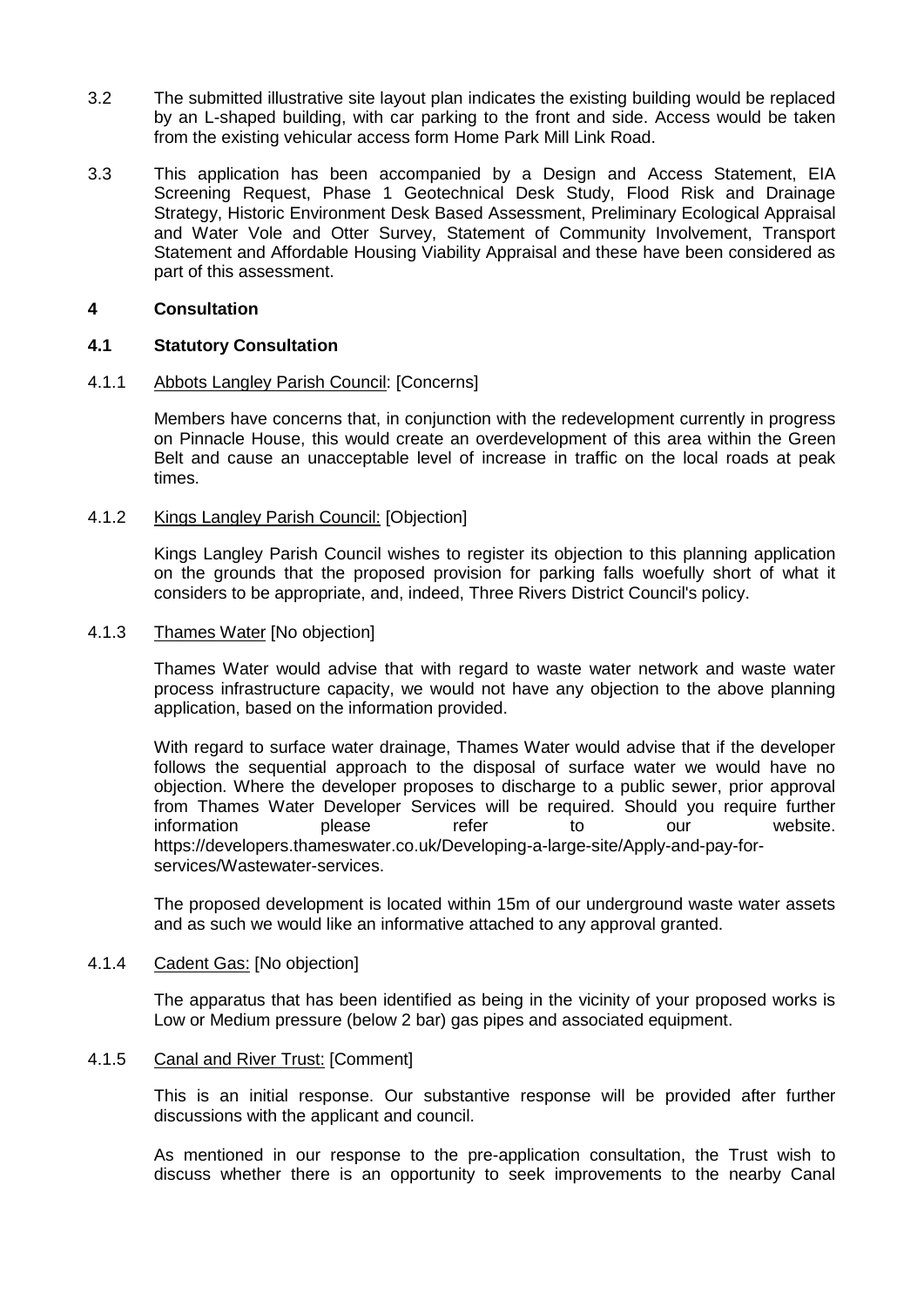3.2 The submitted illustrative site layout plan indicates the existing building would be replaced by an L-shaped building, with car parking to the front and side. Access would be taken from the existing vehicular access form Home Park Mill Link Road.

3.3 This application has been accompanied by a Design and Access Statement, EIA Screening Request, Phase 1 Geotechnical Desk Study, Flood Risk and Drainage Strategy, Historic Environment Desk Based Assessment, Preliminary Ecological Appraisal and Water Vole and Otter Survey, Statement of Community Involvement, Transport Statement and Affordable Housing Viability Appraisal and these have been considered as part of this assessment.

## 4 Consultation

### 4.1 Statutory Consultation

4.1.1 Abbots Langley Parish Council: [Concerns]

Members have concerns that, in conjunction with the redevelopment currently in progress on Pinnacle House, this would create an overdevelopment of this area within the Green Belt and cause an unacceptable level of increase in traffic on the local roads at peak times.

4.1.2 Kings Langley Parish Council: [Objection]

Kings Langley Parish Council wishes to register its objection to this planning application on the grounds that the proposed provision for parking falls woefully short of what it considers to be appropriate, and, indeed, Three Rivers District Council's policy.

4.1.3 Thames Water [No objection]

Thames Water would advise that with regard to waste water network and waste water process infrastructure capacity, we would not have any objection to the above planning application, based on the information provided.

With regard to surface water drainage, Thames Water would advise that if the developer follows the sequential approach to the disposal of surface water we would have no objection. Where the developer proposes to discharge to a public sewer, prior approval from Thames Water Developer Services will be required. Should you require further information please refer to our website. https://developers.thameswater.co.uk/Developing-a-large-site/Apply-and-pay-for-services/Wastewater-services.

The proposed development is located within 15m of our underground waste water assets and as such we would like an informative attached to any approval granted.

4.1.4 Cadent Gas: [No objection]

The apparatus that has been identified as being in the vicinity of your proposed works is Low or Medium pressure (below 2 bar) gas pipes and associated equipment.

4.1.5 Canal and River Trust: [Comment]

This is an initial response. Our substantive response will be provided after further discussions with the applicant and council.

As mentioned in our response to the pre-application consultation, the Trust wish to discuss whether there is an opportunity to seek improvements to the nearby Canal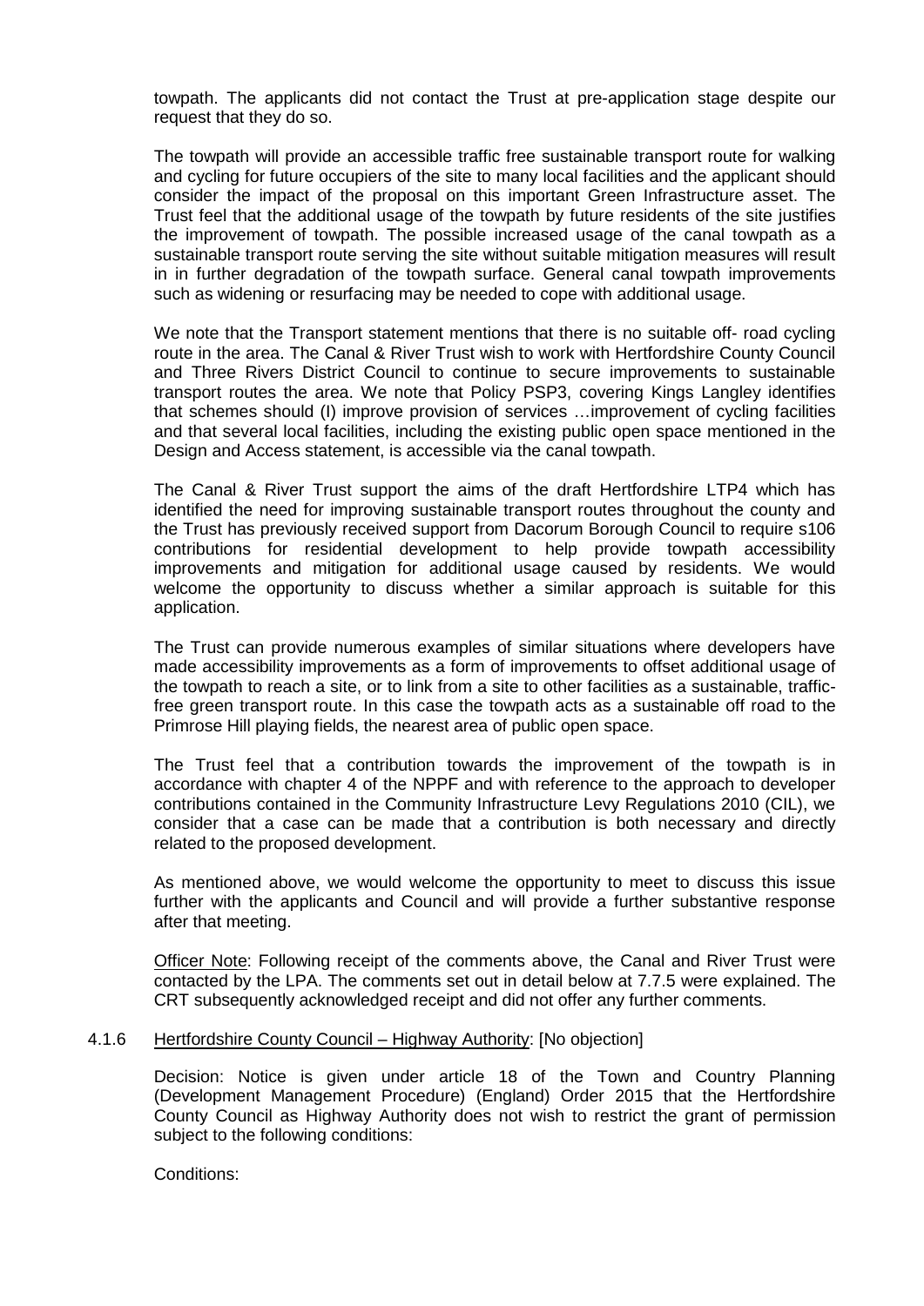towpath. The applicants did not contact the Trust at pre-application stage despite our request that they do so.

The towpath will provide an accessible traffic free sustainable transport route for walking and cycling for future occupiers of the site to many local facilities and the applicant should consider the impact of the proposal on this important Green Infrastructure asset. The Trust feel that the additional usage of the towpath by future residents of the site justifies the improvement of towpath. The possible increased usage of the canal towpath as a sustainable transport route serving the site without suitable mitigation measures will result in in further degradation of the towpath surface. General canal towpath improvements such as widening or resurfacing may be needed to cope with additional usage.

We note that the Transport statement mentions that there is no suitable off- road cycling route in the area. The Canal & River Trust wish to work with Hertfordshire County Council and Three Rivers District Council to continue to secure improvements to sustainable transport routes the area. We note that Policy PSP3, covering Kings Langley identifies that schemes should (I) improve provision of services …improvement of cycling facilities and that several local facilities, including the existing public open space mentioned in the Design and Access statement, is accessible via the canal towpath.

The Canal & River Trust support the aims of the draft Hertfordshire LTP4 which has identified the need for improving sustainable transport routes throughout the county and the Trust has previously received support from Dacorum Borough Council to require s106 contributions for residential development to help provide towpath accessibility improvements and mitigation for additional usage caused by residents. We would welcome the opportunity to discuss whether a similar approach is suitable for this application.

The Trust can provide numerous examples of similar situations where developers have made accessibility improvements as a form of improvements to offset additional usage of the towpath to reach a site, or to link from a site to other facilities as a sustainable, traffic-free green transport route. In this case the towpath acts as a sustainable off road to the Primrose Hill playing fields, the nearest area of public open space.

The Trust feel that a contribution towards the improvement of the towpath is in accordance with chapter 4 of the NPPF and with reference to the approach to developer contributions contained in the Community Infrastructure Levy Regulations 2010 (CIL), we consider that a case can be made that a contribution is both necessary and directly related to the proposed development.

As mentioned above, we would welcome the opportunity to meet to discuss this issue further with the applicants and Council and will provide a further substantive response after that meeting.

Officer Note: Following receipt of the comments above, the Canal and River Trust were contacted by the LPA. The comments set out in detail below at 7.7.5 were explained. The CRT subsequently acknowledged receipt and did not offer any further comments.

4.1.6 Hertfordshire County Council – Highway Authority: [No objection]

Decision: Notice is given under article 18 of the Town and Country Planning (Development Management Procedure) (England) Order 2015 that the Hertfordshire County Council as Highway Authority does not wish to restrict the grant of permission subject to the following conditions:

Conditions: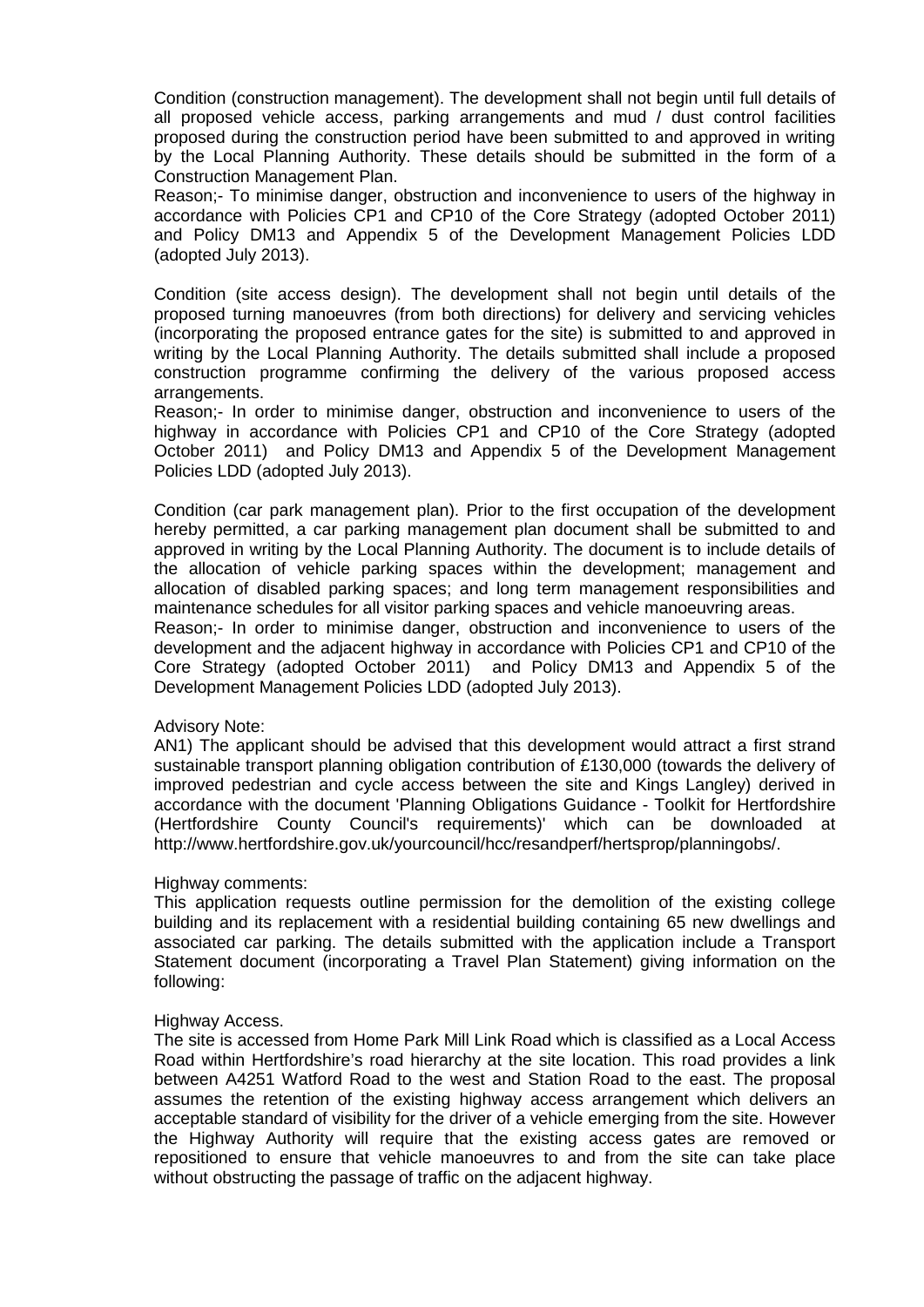Condition (construction management). The development shall not begin until full details of all proposed vehicle access, parking arrangements and mud / dust control facilities proposed during the construction period have been submitted to and approved in writing by the Local Planning Authority. These details should be submitted in the form of a Construction Management Plan.

Reason;- To minimise danger, obstruction and inconvenience to users of the highway in accordance with Policies CP1 and CP10 of the Core Strategy (adopted October 2011) and Policy DM13 and Appendix 5 of the Development Management Policies LDD (adopted July 2013).

Condition (site access design). The development shall not begin until details of the proposed turning manoeuvres (from both directions) for delivery and servicing vehicles (incorporating the proposed entrance gates for the site) is submitted to and approved in writing by the Local Planning Authority. The details submitted shall include a proposed construction programme confirming the delivery of the various proposed access arrangements.

Reason;- In order to minimise danger, obstruction and inconvenience to users of the highway in accordance with Policies CP1 and CP10 of the Core Strategy (adopted October 2011) and Policy DM13 and Appendix 5 of the Development Management Policies LDD (adopted July 2013).

Condition (car park management plan). Prior to the first occupation of the development hereby permitted, a car parking management plan document shall be submitted to and approved in writing by the Local Planning Authority. The document is to include details of the allocation of vehicle parking spaces within the development; management and allocation of disabled parking spaces; and long term management responsibilities and maintenance schedules for all visitor parking spaces and vehicle manoeuvring areas.

Reason;- In order to minimise danger, obstruction and inconvenience to users of the development and the adjacent highway in accordance with Policies CP1 and CP10 of the Core Strategy (adopted October 2011) and Policy DM13 and Appendix 5 of the Development Management Policies LDD (adopted July 2013).

Advisory Note:

AN1) The applicant should be advised that this development would attract a first strand sustainable transport planning obligation contribution of £130,000 (towards the delivery of improved pedestrian and cycle access between the site and Kings Langley) derived in accordance with the document 'Planning Obligations Guidance - Toolkit for Hertfordshire (Hertfordshire County Council's requirements)' which can be downloaded at http://www.hertfordshire.gov.uk/yourcouncil/hcc/resandperf/hertsprop/planningobs/.

Highway comments:

This application requests outline permission for the demolition of the existing college building and its replacement with a residential building containing 65 new dwellings and associated car parking. The details submitted with the application include a Transport Statement document (incorporating a Travel Plan Statement) giving information on the following:

Highway Access.

The site is accessed from Home Park Mill Link Road which is classified as a Local Access Road within Hertfordshire's road hierarchy at the site location. This road provides a link between A4251 Watford Road to the west and Station Road to the east. The proposal assumes the retention of the existing highway access arrangement which delivers an acceptable standard of visibility for the driver of a vehicle emerging from the site. However the Highway Authority will require that the existing access gates are removed or repositioned to ensure that vehicle manoeuvres to and from the site can take place without obstructing the passage of traffic on the adjacent highway.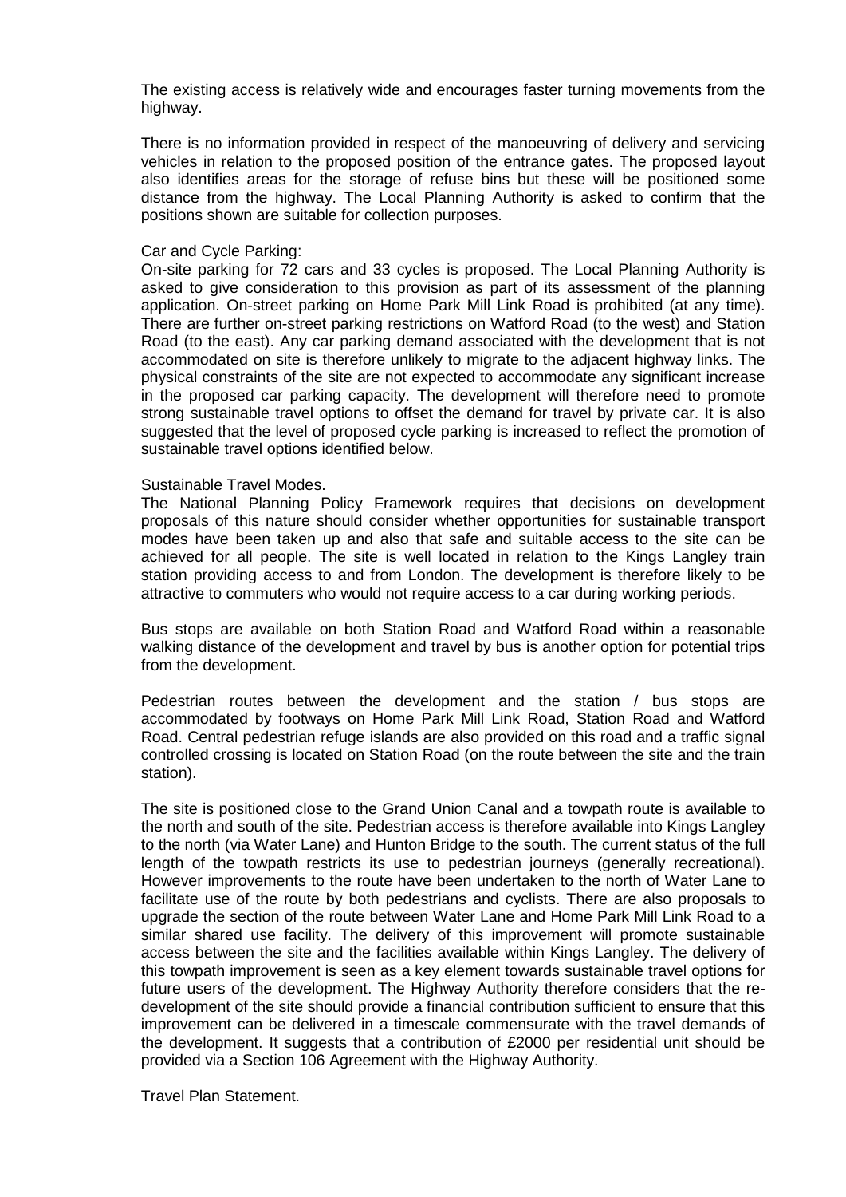The existing access is relatively wide and encourages faster turning movements from the highway.

There is no information provided in respect of the manoeuvring of delivery and servicing vehicles in relation to the proposed position of the entrance gates. The proposed layout also identifies areas for the storage of refuse bins but these will be positioned some distance from the highway. The Local Planning Authority is asked to confirm that the positions shown are suitable for collection purposes.

Car and Cycle Parking:

On-site parking for 72 cars and 33 cycles is proposed. The Local Planning Authority is asked to give consideration to this provision as part of its assessment of the planning application. On-street parking on Home Park Mill Link Road is prohibited (at any time). There are further on-street parking restrictions on Watford Road (to the west) and Station Road (to the east). Any car parking demand associated with the development that is not accommodated on site is therefore unlikely to migrate to the adjacent highway links. The physical constraints of the site are not expected to accommodate any significant increase in the proposed car parking capacity. The development will therefore need to promote strong sustainable travel options to offset the demand for travel by private car. It is also suggested that the level of proposed cycle parking is increased to reflect the promotion of sustainable travel options identified below.

Sustainable Travel Modes.

The National Planning Policy Framework requires that decisions on development proposals of this nature should consider whether opportunities for sustainable transport modes have been taken up and also that safe and suitable access to the site can be achieved for all people. The site is well located in relation to the Kings Langley train station providing access to and from London. The development is therefore likely to be attractive to commuters who would not require access to a car during working periods.

Bus stops are available on both Station Road and Watford Road within a reasonable walking distance of the development and travel by bus is another option for potential trips from the development.

Pedestrian routes between the development and the station / bus stops are accommodated by footways on Home Park Mill Link Road, Station Road and Watford Road. Central pedestrian refuge islands are also provided on this road and a traffic signal controlled crossing is located on Station Road (on the route between the site and the train station).

The site is positioned close to the Grand Union Canal and a towpath route is available to the north and south of the site. Pedestrian access is therefore available into Kings Langley to the north (via Water Lane) and Hunton Bridge to the south. The current status of the full length of the towpath restricts its use to pedestrian journeys (generally recreational). However improvements to the route have been undertaken to the north of Water Lane to facilitate use of the route by both pedestrians and cyclists. There are also proposals to upgrade the section of the route between Water Lane and Home Park Mill Link Road to a similar shared use facility. The delivery of this improvement will promote sustainable access between the site and the facilities available within Kings Langley. The delivery of this towpath improvement is seen as a key element towards sustainable travel options for future users of the development. The Highway Authority therefore considers that the re-development of the site should provide a financial contribution sufficient to ensure that this improvement can be delivered in a timescale commensurate with the travel demands of the development. It suggests that a contribution of £2000 per residential unit should be provided via a Section 106 Agreement with the Highway Authority.

Travel Plan Statement.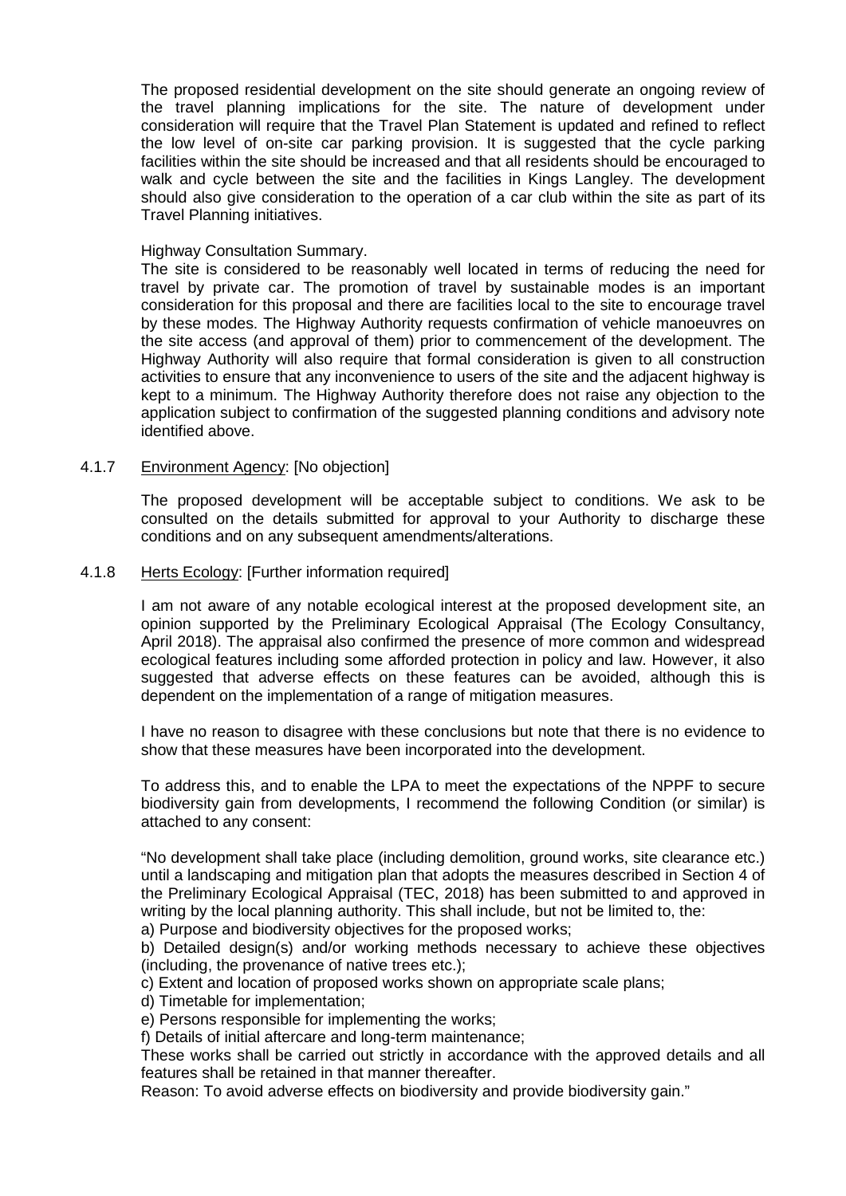The proposed residential development on the site should generate an ongoing review of the travel planning implications for the site. The nature of development under consideration will require that the Travel Plan Statement is updated and refined to reflect the low level of on-site car parking provision. It is suggested that the cycle parking facilities within the site should be increased and that all residents should be encouraged to walk and cycle between the site and the facilities in Kings Langley. The development should also give consideration to the operation of a car club within the site as part of its Travel Planning initiatives.

Highway Consultation Summary.

The site is considered to be reasonably well located in terms of reducing the need for travel by private car. The promotion of travel by sustainable modes is an important consideration for this proposal and there are facilities local to the site to encourage travel by these modes. The Highway Authority requests confirmation of vehicle manoeuvres on the site access (and approval of them) prior to commencement of the development. The Highway Authority will also require that formal consideration is given to all construction activities to ensure that any inconvenience to users of the site and the adjacent highway is kept to a minimum. The Highway Authority therefore does not raise any objection to the application subject to confirmation of the suggested planning conditions and advisory note identified above.

4.1.7 Environment Agency: [No objection]

The proposed development will be acceptable subject to conditions. We ask to be consulted on the details submitted for approval to your Authority to discharge these conditions and on any subsequent amendments/alterations.

4.1.8 Herts Ecology: [Further information required]

I am not aware of any notable ecological interest at the proposed development site, an opinion supported by the Preliminary Ecological Appraisal (The Ecology Consultancy, April 2018). The appraisal also confirmed the presence of more common and widespread ecological features including some afforded protection in policy and law. However, it also suggested that adverse effects on these features can be avoided, although this is dependent on the implementation of a range of mitigation measures.

I have no reason to disagree with these conclusions but note that there is no evidence to show that these measures have been incorporated into the development.

To address this, and to enable the LPA to meet the expectations of the NPPF to secure biodiversity gain from developments, I recommend the following Condition (or similar) is attached to any consent:

"No development shall take place (including demolition, ground works, site clearance etc.) until a landscaping and mitigation plan that adopts the measures described in Section 4 of the Preliminary Ecological Appraisal (TEC, 2018) has been submitted to and approved in writing by the local planning authority. This shall include, but not be limited to, the:

a) Purpose and biodiversity objectives for the proposed works;

b) Detailed design(s) and/or working methods necessary to achieve these objectives (including, the provenance of native trees etc.);

c) Extent and location of proposed works shown on appropriate scale plans;

d) Timetable for implementation;

e) Persons responsible for implementing the works;

f) Details of initial aftercare and long-term maintenance;

These works shall be carried out strictly in accordance with the approved details and all features shall be retained in that manner thereafter.

Reason: To avoid adverse effects on biodiversity and provide biodiversity gain."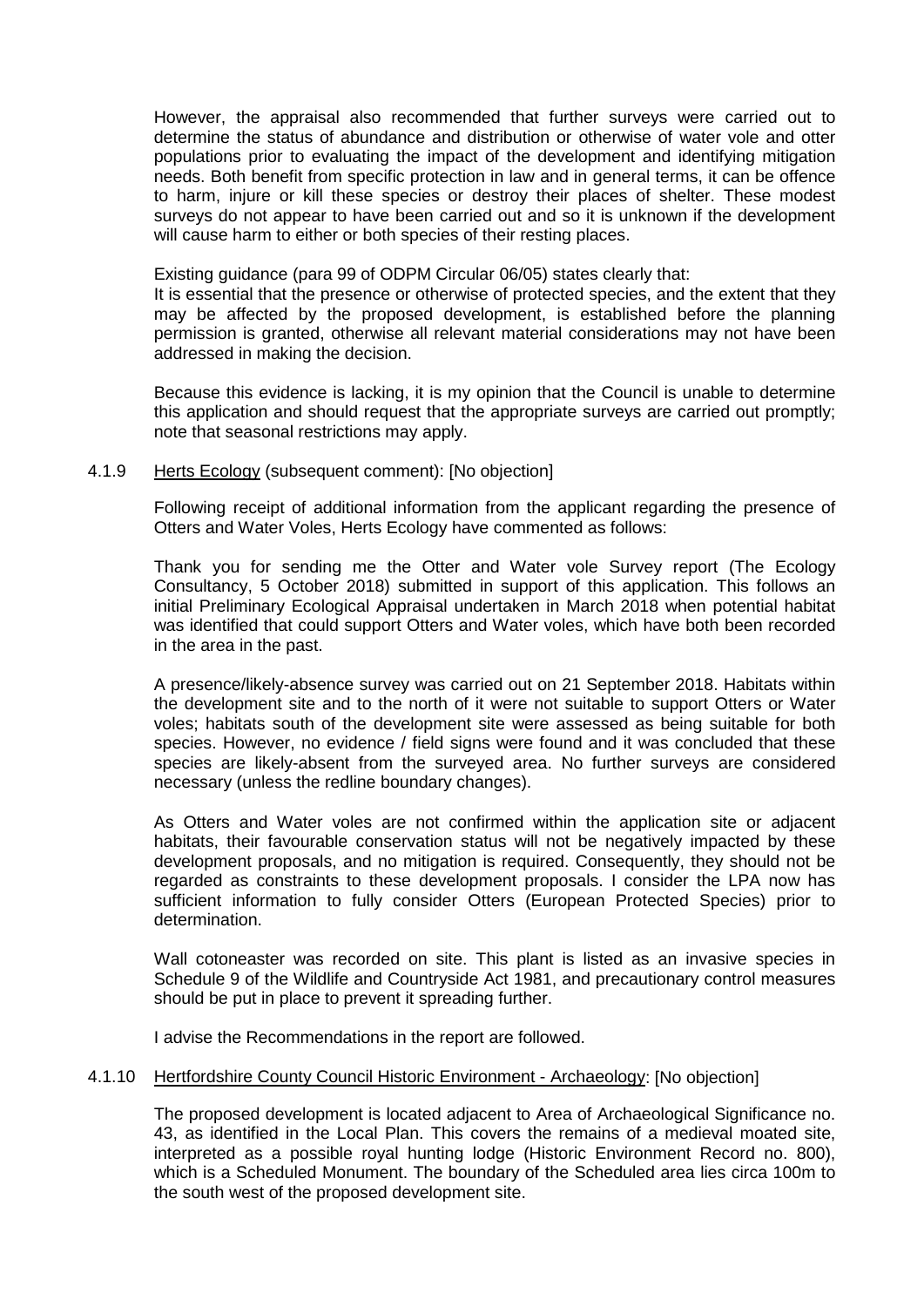However, the appraisal also recommended that further surveys were carried out to determine the status of abundance and distribution or otherwise of water vole and otter populations prior to evaluating the impact of the development and identifying mitigation needs. Both benefit from specific protection in law and in general terms, it can be offence to harm, injure or kill these species or destroy their places of shelter. These modest surveys do not appear to have been carried out and so it is unknown if the development will cause harm to either or both species of their resting places.

Existing guidance (para 99 of ODPM Circular 06/05) states clearly that:
It is essential that the presence or otherwise of protected species, and the extent that they may be affected by the proposed development, is established before the planning permission is granted, otherwise all relevant material considerations may not have been addressed in making the decision.

Because this evidence is lacking, it is my opinion that the Council is unable to determine this application and should request that the appropriate surveys are carried out promptly; note that seasonal restrictions may apply.

4.1.9 Herts Ecology (subsequent comment): [No objection]

Following receipt of additional information from the applicant regarding the presence of Otters and Water Voles, Herts Ecology have commented as follows:

Thank you for sending me the Otter and Water vole Survey report (The Ecology Consultancy, 5 October 2018) submitted in support of this application. This follows an initial Preliminary Ecological Appraisal undertaken in March 2018 when potential habitat was identified that could support Otters and Water voles, which have both been recorded in the area in the past.

A presence/likely-absence survey was carried out on 21 September 2018. Habitats within the development site and to the north of it were not suitable to support Otters or Water voles; habitats south of the development site were assessed as being suitable for both species. However, no evidence / field signs were found and it was concluded that these species are likely-absent from the surveyed area. No further surveys are considered necessary (unless the redline boundary changes).

As Otters and Water voles are not confirmed within the application site or adjacent habitats, their favourable conservation status will not be negatively impacted by these development proposals, and no mitigation is required. Consequently, they should not be regarded as constraints to these development proposals. I consider the LPA now has sufficient information to fully consider Otters (European Protected Species) prior to determination.

Wall cotoneaster was recorded on site. This plant is listed as an invasive species in Schedule 9 of the Wildlife and Countryside Act 1981, and precautionary control measures should be put in place to prevent it spreading further.

I advise the Recommendations in the report are followed.

4.1.10 Hertfordshire County Council Historic Environment - Archaeology: [No objection]

The proposed development is located adjacent to Area of Archaeological Significance no. 43, as identified in the Local Plan. This covers the remains of a medieval moated site, interpreted as a possible royal hunting lodge (Historic Environment Record no. 800), which is a Scheduled Monument. The boundary of the Scheduled area lies circa 100m to the south west of the proposed development site.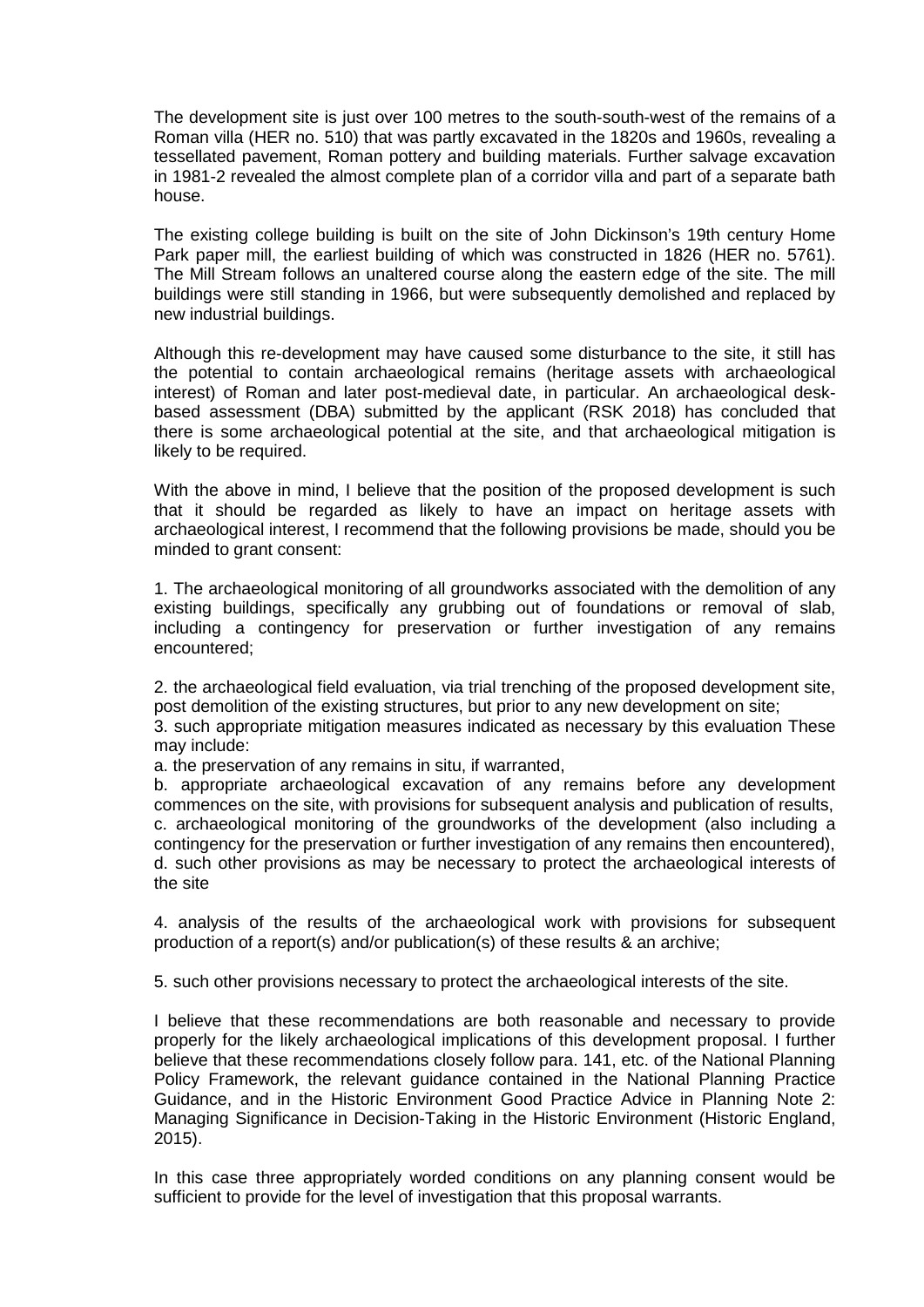The development site is just over 100 metres to the south-south-west of the remains of a Roman villa (HER no. 510) that was partly excavated in the 1820s and 1960s, revealing a tessellated pavement, Roman pottery and building materials. Further salvage excavation in 1981-2 revealed the almost complete plan of a corridor villa and part of a separate bath house.

The existing college building is built on the site of John Dickinson's 19th century Home Park paper mill, the earliest building of which was constructed in 1826 (HER no. 5761). The Mill Stream follows an unaltered course along the eastern edge of the site. The mill buildings were still standing in 1966, but were subsequently demolished and replaced by new industrial buildings.

Although this re-development may have caused some disturbance to the site, it still has the potential to contain archaeological remains (heritage assets with archaeological interest) of Roman and later post-medieval date, in particular. An archaeological desk-based assessment (DBA) submitted by the applicant (RSK 2018) has concluded that there is some archaeological potential at the site, and that archaeological mitigation is likely to be required.

With the above in mind, I believe that the position of the proposed development is such that it should be regarded as likely to have an impact on heritage assets with archaeological interest, I recommend that the following provisions be made, should you be minded to grant consent:

1. The archaeological monitoring of all groundworks associated with the demolition of any existing buildings, specifically any grubbing out of foundations or removal of slab, including a contingency for preservation or further investigation of any remains encountered;

2. the archaeological field evaluation, via trial trenching of the proposed development site, post demolition of the existing structures, but prior to any new development on site;

3. such appropriate mitigation measures indicated as necessary by this evaluation These may include:

a. the preservation of any remains in situ, if warranted,

b. appropriate archaeological excavation of any remains before any development commences on the site, with provisions for subsequent analysis and publication of results,

c. archaeological monitoring of the groundworks of the development (also including a contingency for the preservation or further investigation of any remains then encountered),

d. such other provisions as may be necessary to protect the archaeological interests of the site

4. analysis of the results of the archaeological work with provisions for subsequent production of a report(s) and/or publication(s) of these results & an archive;

5. such other provisions necessary to protect the archaeological interests of the site.

I believe that these recommendations are both reasonable and necessary to provide properly for the likely archaeological implications of this development proposal. I further believe that these recommendations closely follow para. 141, etc. of the National Planning Policy Framework, the relevant guidance contained in the National Planning Practice Guidance, and in the Historic Environment Good Practice Advice in Planning Note 2: Managing Significance in Decision-Taking in the Historic Environment (Historic England, 2015).

In this case three appropriately worded conditions on any planning consent would be sufficient to provide for the level of investigation that this proposal warrants.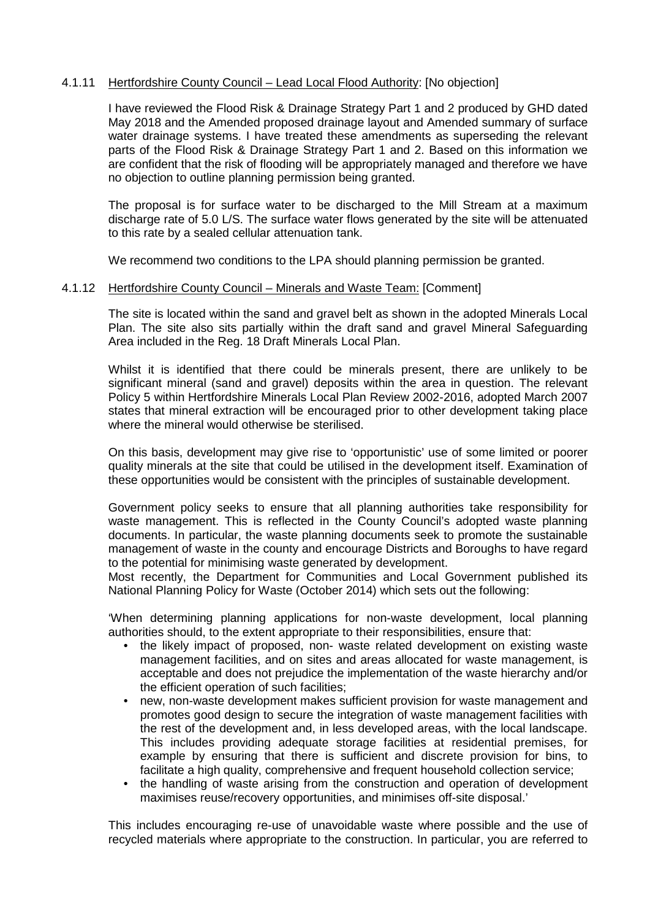4.1.11 Hertfordshire County Council – Lead Local Flood Authority: [No objection]

I have reviewed the Flood Risk & Drainage Strategy Part 1 and 2 produced by GHD dated May 2018 and the Amended proposed drainage layout and Amended summary of surface water drainage systems. I have treated these amendments as superseding the relevant parts of the Flood Risk & Drainage Strategy Part 1 and 2. Based on this information we are confident that the risk of flooding will be appropriately managed and therefore we have no objection to outline planning permission being granted.

The proposal is for surface water to be discharged to the Mill Stream at a maximum discharge rate of 5.0 L/S. The surface water flows generated by the site will be attenuated to this rate by a sealed cellular attenuation tank.

We recommend two conditions to the LPA should planning permission be granted.

4.1.12 Hertfordshire County Council – Minerals and Waste Team: [Comment]

The site is located within the sand and gravel belt as shown in the adopted Minerals Local Plan. The site also sits partially within the draft sand and gravel Mineral Safeguarding Area included in the Reg. 18 Draft Minerals Local Plan.

Whilst it is identified that there could be minerals present, there are unlikely to be significant mineral (sand and gravel) deposits within the area in question. The relevant Policy 5 within Hertfordshire Minerals Local Plan Review 2002-2016, adopted March 2007 states that mineral extraction will be encouraged prior to other development taking place where the mineral would otherwise be sterilised.

On this basis, development may give rise to 'opportunistic' use of some limited or poorer quality minerals at the site that could be utilised in the development itself. Examination of these opportunities would be consistent with the principles of sustainable development.

Government policy seeks to ensure that all planning authorities take responsibility for waste management. This is reflected in the County Council's adopted waste planning documents. In particular, the waste planning documents seek to promote the sustainable management of waste in the county and encourage Districts and Boroughs to have regard to the potential for minimising waste generated by development.
Most recently, the Department for Communities and Local Government published its National Planning Policy for Waste (October 2014) which sets out the following:

'When determining planning applications for non-waste development, local planning authorities should, to the extent appropriate to their responsibilities, ensure that:

- the likely impact of proposed, non- waste related development on existing waste management facilities, and on sites and areas allocated for waste management, is acceptable and does not prejudice the implementation of the waste hierarchy and/or the efficient operation of such facilities;
- new, non-waste development makes sufficient provision for waste management and promotes good design to secure the integration of waste management facilities with the rest of the development and, in less developed areas, with the local landscape. This includes providing adequate storage facilities at residential premises, for example by ensuring that there is sufficient and discrete provision for bins, to facilitate a high quality, comprehensive and frequent household collection service;
- the handling of waste arising from the construction and operation of development maximises reuse/recovery opportunities, and minimises off-site disposal.'

This includes encouraging re-use of unavoidable waste where possible and the use of recycled materials where appropriate to the construction. In particular, you are referred to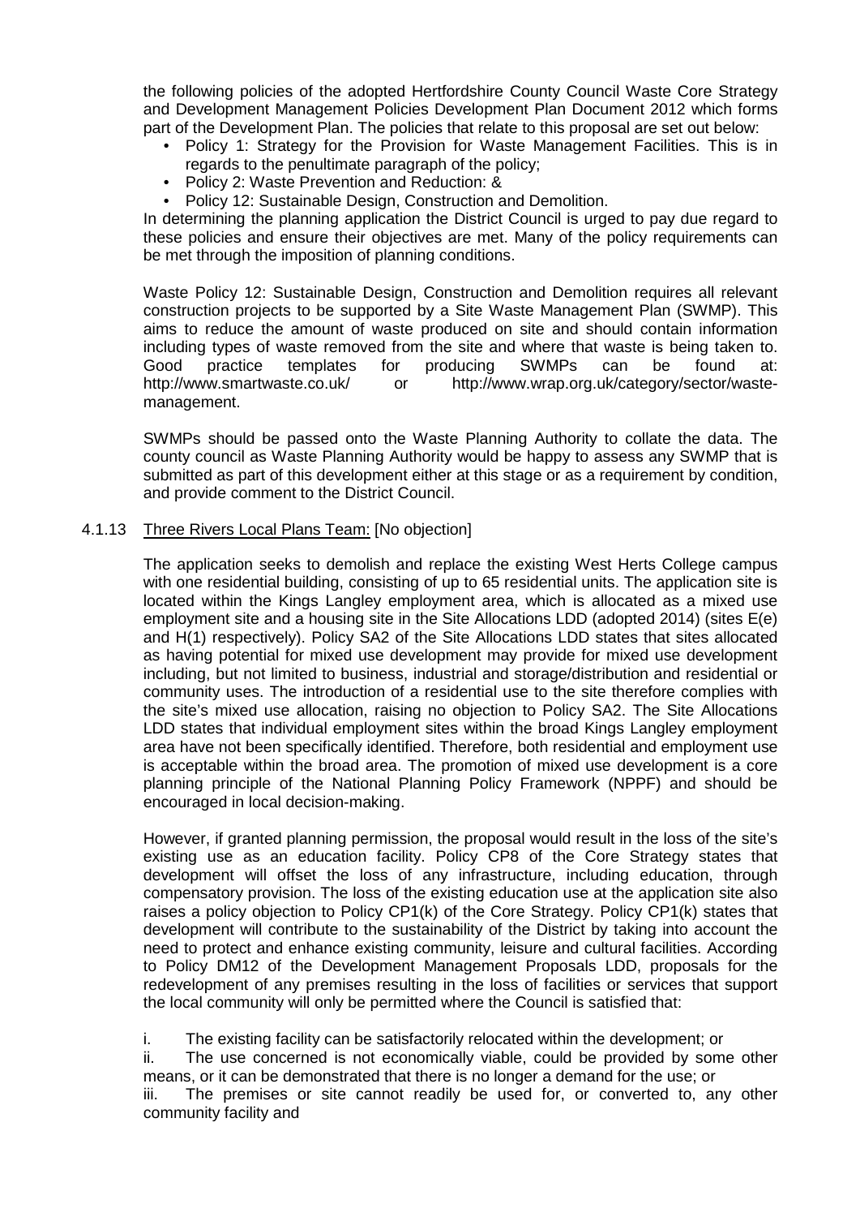the following policies of the adopted Hertfordshire County Council Waste Core Strategy and Development Management Policies Development Plan Document 2012 which forms part of the Development Plan. The policies that relate to this proposal are set out below:

- Policy 1: Strategy for the Provision for Waste Management Facilities. This is in regards to the penultimate paragraph of the policy;
- Policy 2: Waste Prevention and Reduction: &
- Policy 12: Sustainable Design, Construction and Demolition.

In determining the planning application the District Council is urged to pay due regard to these policies and ensure their objectives are met. Many of the policy requirements can be met through the imposition of planning conditions.

Waste Policy 12: Sustainable Design, Construction and Demolition requires all relevant construction projects to be supported by a Site Waste Management Plan (SWMP). This aims to reduce the amount of waste produced on site and should contain information including types of waste removed from the site and where that waste is being taken to. Good practice templates for producing SWMPs can be found at: http://www.smartwaste.co.uk/ or http://www.wrap.org.uk/category/sector/waste-management.

SWMPs should be passed onto the Waste Planning Authority to collate the data. The county council as Waste Planning Authority would be happy to assess any SWMP that is submitted as part of this development either at this stage or as a requirement by condition, and provide comment to the District Council.

4.1.13 Three Rivers Local Plans Team: [No objection]

The application seeks to demolish and replace the existing West Herts College campus with one residential building, consisting of up to 65 residential units. The application site is located within the Kings Langley employment area, which is allocated as a mixed use employment site and a housing site in the Site Allocations LDD (adopted 2014) (sites E(e) and H(1) respectively). Policy SA2 of the Site Allocations LDD states that sites allocated as having potential for mixed use development may provide for mixed use development including, but not limited to, business, industrial and storage/distribution and residential or community uses. The introduction of a residential use to the site therefore complies with the site's mixed use allocation, raising no objection to Policy SA2. The Site Allocations LDD states that individual employment sites within the broad Kings Langley employment area have not been specifically identified. Therefore, both residential and employment use is acceptable within the broad area. The promotion of mixed use development is a core planning principle of the National Planning Policy Framework (NPPF) and should be encouraged in local decision-making.

However, if granted planning permission, the proposal would result in the loss of the site's existing use as an education facility. Policy CP8 of the Core Strategy states that development will offset the loss of any infrastructure, including education, through compensatory provision. The loss of the existing education use at the application site also raises a policy objection to Policy CP1(k) of the Core Strategy. Policy CP1(k) states that development will contribute to the sustainability of the District by taking into account the need to protect and enhance existing community, leisure and cultural facilities. According to Policy DM12 of the Development Management Proposals LDD, proposals for the redevelopment of any premises resulting in the loss of facilities or services that support the local community will only be permitted where the Council is satisfied that:

i. The existing facility can be satisfactorily relocated within the development; or

ii. The use concerned is not economically viable, could be provided by some other means, or it can be demonstrated that there is no longer a demand for the use; or

iii. The premises or site cannot readily be used for, or converted to, any other community facility and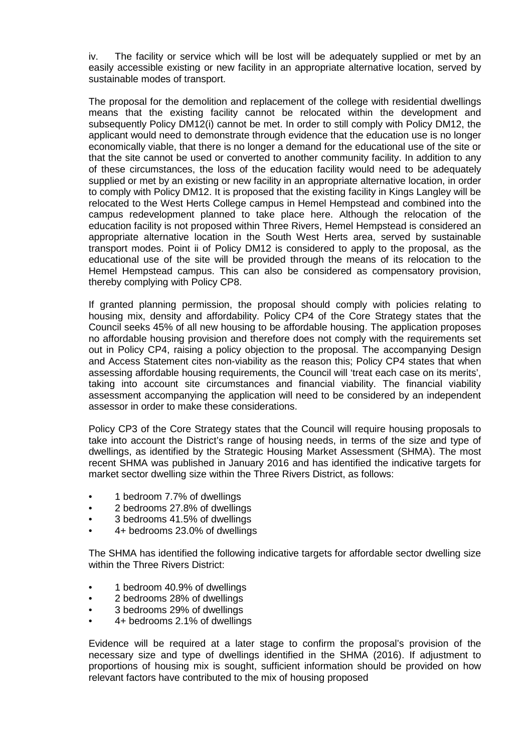iv. The facility or service which will be lost will be adequately supplied or met by an easily accessible existing or new facility in an appropriate alternative location, served by sustainable modes of transport.

The proposal for the demolition and replacement of the college with residential dwellings means that the existing facility cannot be relocated within the development and subsequently Policy DM12(i) cannot be met. In order to still comply with Policy DM12, the applicant would need to demonstrate through evidence that the education use is no longer economically viable, that there is no longer a demand for the educational use of the site or that the site cannot be used or converted to another community facility. In addition to any of these circumstances, the loss of the education facility would need to be adequately supplied or met by an existing or new facility in an appropriate alternative location, in order to comply with Policy DM12. It is proposed that the existing facility in Kings Langley will be relocated to the West Herts College campus in Hemel Hempstead and combined into the campus redevelopment planned to take place here. Although the relocation of the education facility is not proposed within Three Rivers, Hemel Hempstead is considered an appropriate alternative location in the South West Herts area, served by sustainable transport modes. Point ii of Policy DM12 is considered to apply to the proposal, as the educational use of the site will be provided through the means of its relocation to the Hemel Hempstead campus. This can also be considered as compensatory provision, thereby complying with Policy CP8.

If granted planning permission, the proposal should comply with policies relating to housing mix, density and affordability. Policy CP4 of the Core Strategy states that the Council seeks 45% of all new housing to be affordable housing. The application proposes no affordable housing provision and therefore does not comply with the requirements set out in Policy CP4, raising a policy objection to the proposal. The accompanying Design and Access Statement cites non-viability as the reason this; Policy CP4 states that when assessing affordable housing requirements, the Council will 'treat each case on its merits', taking into account site circumstances and financial viability. The financial viability assessment accompanying the application will need to be considered by an independent assessor in order to make these considerations.

Policy CP3 of the Core Strategy states that the Council will require housing proposals to take into account the District's range of housing needs, in terms of the size and type of dwellings, as identified by the Strategic Housing Market Assessment (SHMA). The most recent SHMA was published in January 2016 and has identified the indicative targets for market sector dwelling size within the Three Rivers District, as follows:

- 1 bedroom 7.7% of dwellings
- 2 bedrooms 27.8% of dwellings
- 3 bedrooms 41.5% of dwellings
- 4+ bedrooms 23.0% of dwellings

The SHMA has identified the following indicative targets for affordable sector dwelling size within the Three Rivers District:

- 1 bedroom 40.9% of dwellings
- 2 bedrooms 28% of dwellings
- 3 bedrooms 29% of dwellings
- 4+ bedrooms 2.1% of dwellings

Evidence will be required at a later stage to confirm the proposal's provision of the necessary size and type of dwellings identified in the SHMA (2016). If adjustment to proportions of housing mix is sought, sufficient information should be provided on how relevant factors have contributed to the mix of housing proposed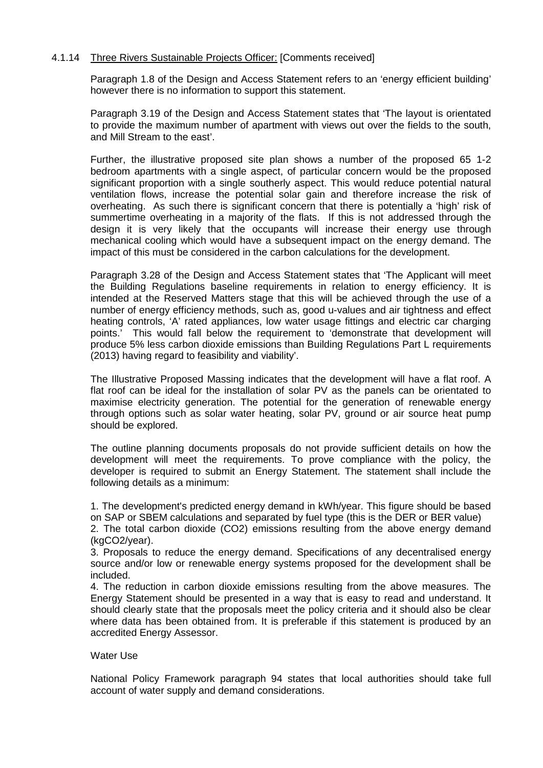4.1.14 Three Rivers Sustainable Projects Officer: [Comments received]

Paragraph 1.8 of the Design and Access Statement refers to an 'energy efficient building' however there is no information to support this statement.

Paragraph 3.19 of the Design and Access Statement states that 'The layout is orientated to provide the maximum number of apartment with views out over the fields to the south, and Mill Stream to the east'.

Further, the illustrative proposed site plan shows a number of the proposed 65 1-2 bedroom apartments with a single aspect, of particular concern would be the proposed significant proportion with a single southerly aspect. This would reduce potential natural ventilation flows, increase the potential solar gain and therefore increase the risk of overheating. As such there is significant concern that there is potentially a 'high' risk of summertime overheating in a majority of the flats. If this is not addressed through the design it is very likely that the occupants will increase their energy use through mechanical cooling which would have a subsequent impact on the energy demand. The impact of this must be considered in the carbon calculations for the development.

Paragraph 3.28 of the Design and Access Statement states that 'The Applicant will meet the Building Regulations baseline requirements in relation to energy efficiency. It is intended at the Reserved Matters stage that this will be achieved through the use of a number of energy efficiency methods, such as, good u-values and air tightness and effect heating controls, 'A' rated appliances, low water usage fittings and electric car charging points.' This would fall below the requirement to 'demonstrate that development will produce 5% less carbon dioxide emissions than Building Regulations Part L requirements (2013) having regard to feasibility and viability'.

The Illustrative Proposed Massing indicates that the development will have a flat roof. A flat roof can be ideal for the installation of solar PV as the panels can be orientated to maximise electricity generation. The potential for the generation of renewable energy through options such as solar water heating, solar PV, ground or air source heat pump should be explored.

The outline planning documents proposals do not provide sufficient details on how the development will meet the requirements. To prove compliance with the policy, the developer is required to submit an Energy Statement. The statement shall include the following details as a minimum:

1. The development's predicted energy demand in kWh/year. This figure should be based on SAP or SBEM calculations and separated by fuel type (this is the DER or BER value)
2. The total carbon dioxide ($CO_2$) emissions resulting from the above energy demand ($kgCO_2$/year).
3. Proposals to reduce the energy demand. Specifications of any decentralised energy source and/or low or renewable energy systems proposed for the development shall be included.
4. The reduction in carbon dioxide emissions resulting from the above measures. The Energy Statement should be presented in a way that is easy to read and understand. It should clearly state that the proposals meet the policy criteria and it should also be clear where data has been obtained from. It is preferable if this statement is produced by an accredited Energy Assessor.

Water Use

National Policy Framework paragraph 94 states that local authorities should take full account of water supply and demand considerations.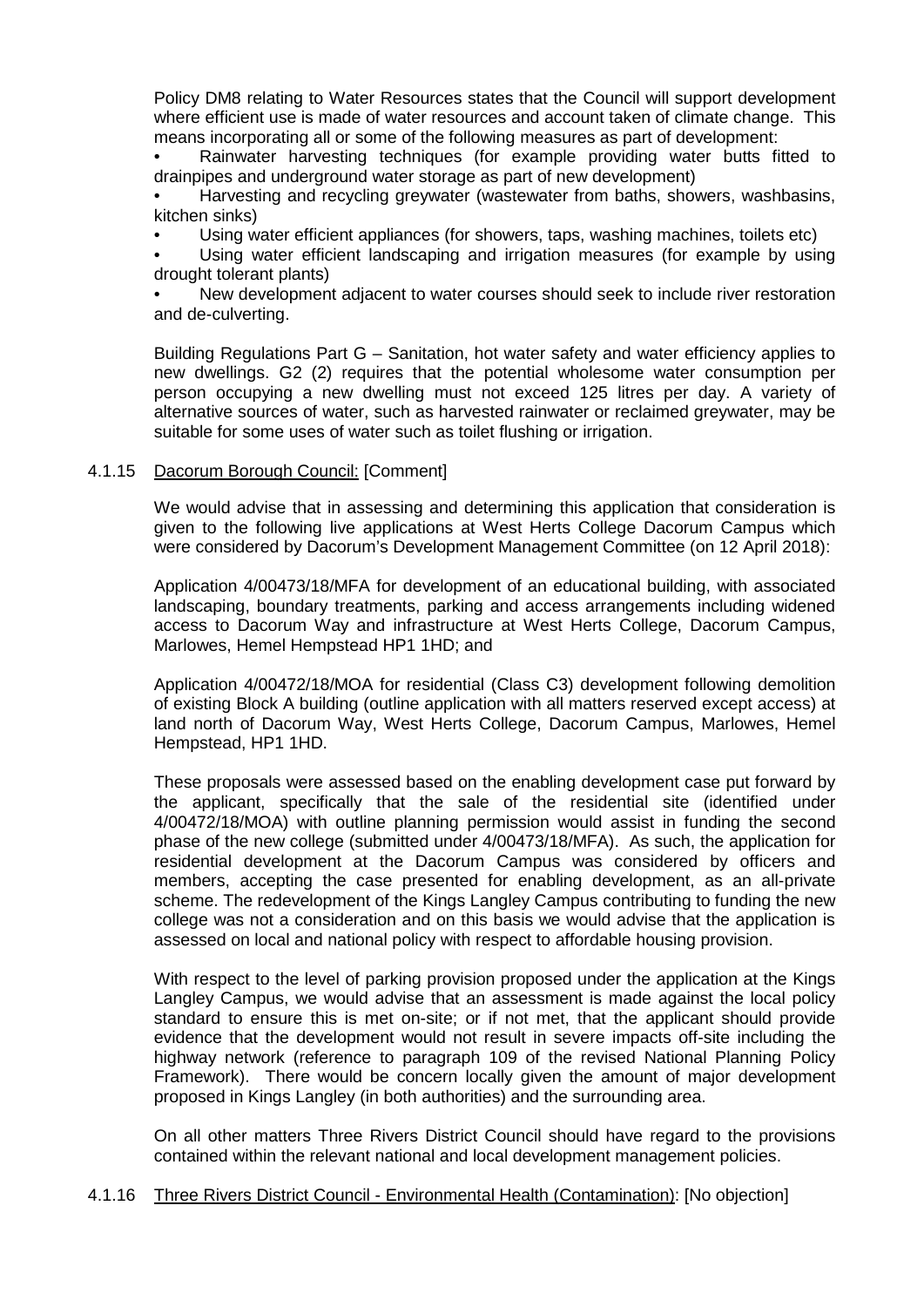Policy DM8 relating to Water Resources states that the Council will support development where efficient use is made of water resources and account taken of climate change. This means incorporating all or some of the following measures as part of development:

- Rainwater harvesting techniques (for example providing water butts fitted to drainpipes and underground water storage as part of new development)
- Harvesting and recycling greywater (wastewater from baths, showers, washbasins, kitchen sinks)
- Using water efficient appliances (for showers, taps, washing machines, toilets etc)
- Using water efficient landscaping and irrigation measures (for example by using drought tolerant plants)
- New development adjacent to water courses should seek to include river restoration and de-culverting.

Building Regulations Part G – Sanitation, hot water safety and water efficiency applies to new dwellings. G2 (2) requires that the potential wholesome water consumption per person occupying a new dwelling must not exceed 125 litres per day. A variety of alternative sources of water, such as harvested rainwater or reclaimed greywater, may be suitable for some uses of water such as toilet flushing or irrigation.

4.1.15 Dacorum Borough Council: [Comment]

We would advise that in assessing and determining this application that consideration is given to the following live applications at West Herts College Dacorum Campus which were considered by Dacorum's Development Management Committee (on 12 April 2018):

Application 4/00473/18/MFA for development of an educational building, with associated landscaping, boundary treatments, parking and access arrangements including widened access to Dacorum Way and infrastructure at West Herts College, Dacorum Campus, Marlowes, Hemel Hempstead HP1 1HD; and

Application 4/00472/18/MOA for residential (Class C3) development following demolition of existing Block A building (outline application with all matters reserved except access) at land north of Dacorum Way, West Herts College, Dacorum Campus, Marlowes, Hemel Hempstead, HP1 1HD.

These proposals were assessed based on the enabling development case put forward by the applicant, specifically that the sale of the residential site (identified under 4/00472/18/MOA) with outline planning permission would assist in funding the second phase of the new college (submitted under 4/00473/18/MFA). As such, the application for residential development at the Dacorum Campus was considered by officers and members, accepting the case presented for enabling development, as an all-private scheme. The redevelopment of the Kings Langley Campus contributing to funding the new college was not a consideration and on this basis we would advise that the application is assessed on local and national policy with respect to affordable housing provision.

With respect to the level of parking provision proposed under the application at the Kings Langley Campus, we would advise that an assessment is made against the local policy standard to ensure this is met on-site; or if not met, that the applicant should provide evidence that the development would not result in severe impacts off-site including the highway network (reference to paragraph 109 of the revised National Planning Policy Framework). There would be concern locally given the amount of major development proposed in Kings Langley (in both authorities) and the surrounding area.

On all other matters Three Rivers District Council should have regard to the provisions contained within the relevant national and local development management policies.

4.1.16 Three Rivers District Council - Environmental Health (Contamination): [No objection]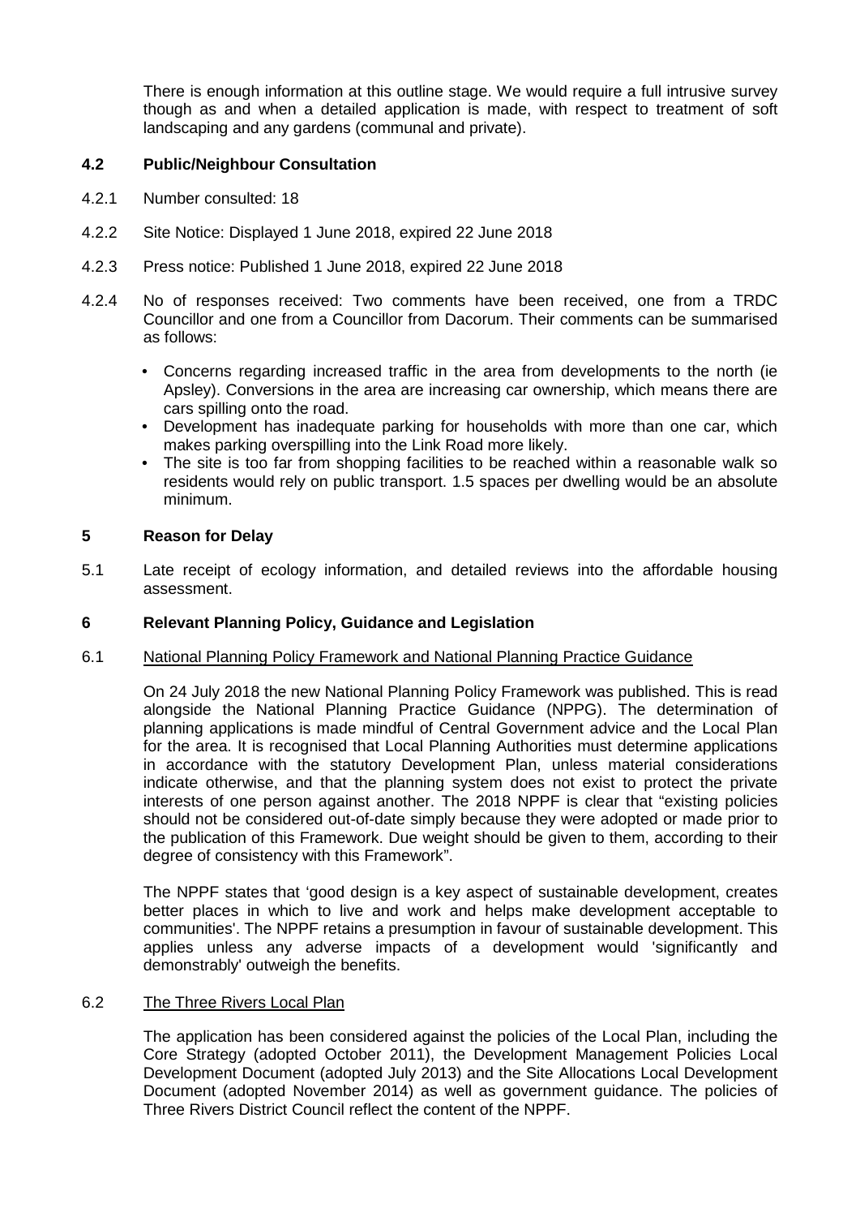There is enough information at this outline stage. We would require a full intrusive survey though as and when a detailed application is made, with respect to treatment of soft landscaping and any gardens (communal and private).

### 4.2 Public/Neighbour Consultation

4.2.1 Number consulted: 18

4.2.2 Site Notice: Displayed 1 June 2018, expired 22 June 2018

4.2.3 Press notice: Published 1 June 2018, expired 22 June 2018

4.2.4 No of responses received: Two comments have been received, one from a TRDC Councillor and one from a Councillor from Dacorum. Their comments can be summarised as follows:

- Concerns regarding increased traffic in the area from developments to the north (ie Apsley). Conversions in the area are increasing car ownership, which means there are cars spilling onto the road.
- Development has inadequate parking for households with more than one car, which makes parking overspilling into the Link Road more likely.
- The site is too far from shopping facilities to be reached within a reasonable walk so residents would rely on public transport. 1.5 spaces per dwelling would be an absolute minimum.

## 5 Reason for Delay

5.1 Late receipt of ecology information, and detailed reviews into the affordable housing assessment.

## 6 Relevant Planning Policy, Guidance and Legislation

6.1 National Planning Policy Framework and National Planning Practice Guidance

On 24 July 2018 the new National Planning Policy Framework was published. This is read alongside the National Planning Practice Guidance (NPPG). The determination of planning applications is made mindful of Central Government advice and the Local Plan for the area. It is recognised that Local Planning Authorities must determine applications in accordance with the statutory Development Plan, unless material considerations indicate otherwise, and that the planning system does not exist to protect the private interests of one person against another. The 2018 NPPF is clear that "existing policies should not be considered out-of-date simply because they were adopted or made prior to the publication of this Framework. Due weight should be given to them, according to their degree of consistency with this Framework".

The NPPF states that 'good design is a key aspect of sustainable development, creates better places in which to live and work and helps make development acceptable to communities'. The NPPF retains a presumption in favour of sustainable development. This applies unless any adverse impacts of a development would 'significantly and demonstrably' outweigh the benefits.

6.2 The Three Rivers Local Plan

The application has been considered against the policies of the Local Plan, including the Core Strategy (adopted October 2011), the Development Management Policies Local Development Document (adopted July 2013) and the Site Allocations Local Development Document (adopted November 2014) as well as government guidance. The policies of Three Rivers District Council reflect the content of the NPPF.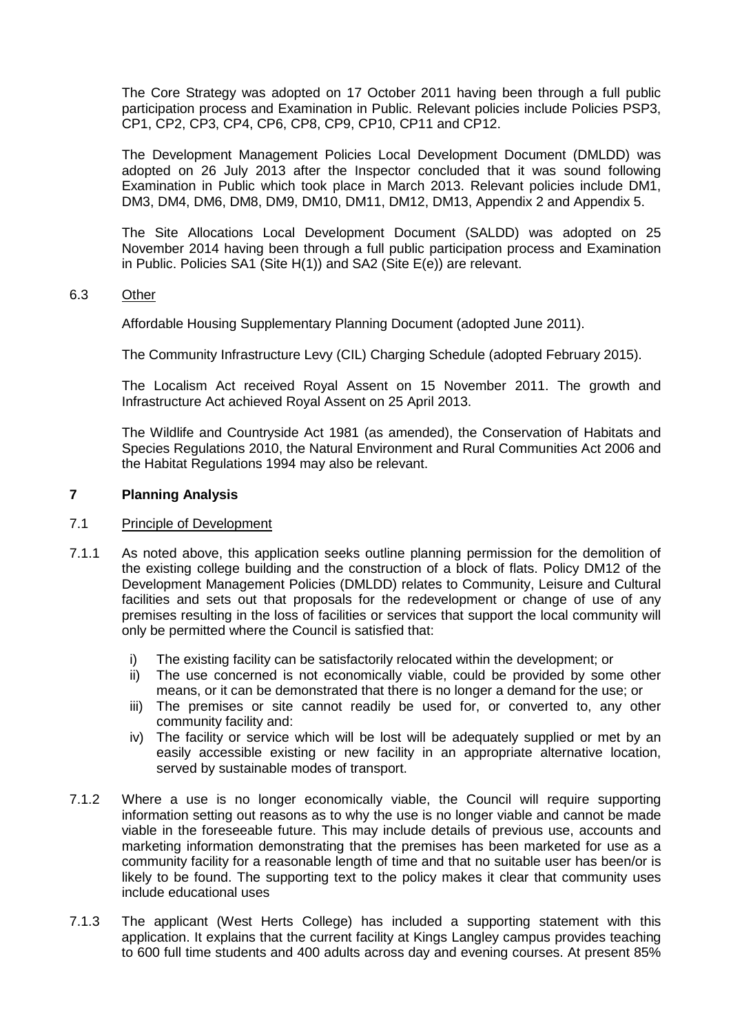The Core Strategy was adopted on 17 October 2011 having been through a full public participation process and Examination in Public. Relevant policies include Policies PSP3, CP1, CP2, CP3, CP4, CP6, CP8, CP9, CP10, CP11 and CP12.

The Development Management Policies Local Development Document (DMLDD) was adopted on 26 July 2013 after the Inspector concluded that it was sound following Examination in Public which took place in March 2013. Relevant policies include DM1, DM3, DM4, DM6, DM8, DM9, DM10, DM11, DM12, DM13, Appendix 2 and Appendix 5.

The Site Allocations Local Development Document (SALDD) was adopted on 25 November 2014 having been through a full public participation process and Examination in Public. Policies SA1 (Site H(1)) and SA2 (Site E(e)) are relevant.

6.3 Other

Affordable Housing Supplementary Planning Document (adopted June 2011).

The Community Infrastructure Levy (CIL) Charging Schedule (adopted February 2015).

The Localism Act received Royal Assent on 15 November 2011. The growth and Infrastructure Act achieved Royal Assent on 25 April 2013.

The Wildlife and Countryside Act 1981 (as amended), the Conservation of Habitats and Species Regulations 2010, the Natural Environment and Rural Communities Act 2006 and the Habitat Regulations 1994 may also be relevant.

## 7 Planning Analysis

7.1 Principle of Development

7.1.1 As noted above, this application seeks outline planning permission for the demolition of the existing college building and the construction of a block of flats. Policy DM12 of the Development Management Policies (DMLDD) relates to Community, Leisure and Cultural facilities and sets out that proposals for the redevelopment or change of use of any premises resulting in the loss of facilities or services that support the local community will only be permitted where the Council is satisfied that:

i) The existing facility can be satisfactorily relocated within the development; or
ii) The use concerned is not economically viable, could be provided by some other means, or it can be demonstrated that there is no longer a demand for the use; or
iii) The premises or site cannot readily be used for, or converted to, any other community facility and:
iv) The facility or service which will be lost will be adequately supplied or met by an easily accessible existing or new facility in an appropriate alternative location, served by sustainable modes of transport.

7.1.2 Where a use is no longer economically viable, the Council will require supporting information setting out reasons as to why the use is no longer viable and cannot be made viable in the foreseeable future. This may include details of previous use, accounts and marketing information demonstrating that the premises has been marketed for use as a community facility for a reasonable length of time and that no suitable user has been/or is likely to be found. The supporting text to the policy makes it clear that community uses include educational uses

7.1.3 The applicant (West Herts College) has included a supporting statement with this application. It explains that the current facility at Kings Langley campus provides teaching to 600 full time students and 400 adults across day and evening courses. At present 85%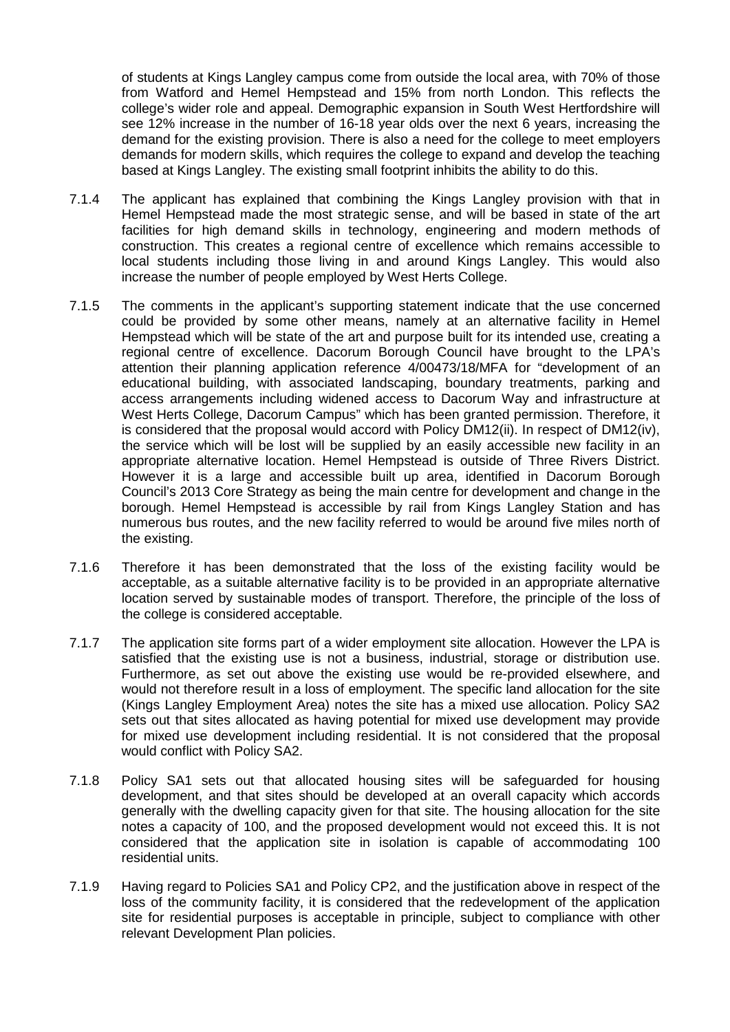of students at Kings Langley campus come from outside the local area, with 70% of those from Watford and Hemel Hempstead and 15% from north London. This reflects the college's wider role and appeal. Demographic expansion in South West Hertfordshire will see 12% increase in the number of 16-18 year olds over the next 6 years, increasing the demand for the existing provision. There is also a need for the college to meet employers demands for modern skills, which requires the college to expand and develop the teaching based at Kings Langley. The existing small footprint inhibits the ability to do this.

7.1.4 The applicant has explained that combining the Kings Langley provision with that in Hemel Hempstead made the most strategic sense, and will be based in state of the art facilities for high demand skills in technology, engineering and modern methods of construction. This creates a regional centre of excellence which remains accessible to local students including those living in and around Kings Langley. This would also increase the number of people employed by West Herts College.

7.1.5 The comments in the applicant's supporting statement indicate that the use concerned could be provided by some other means, namely at an alternative facility in Hemel Hempstead which will be state of the art and purpose built for its intended use, creating a regional centre of excellence. Dacorum Borough Council have brought to the LPA's attention their planning application reference 4/00473/18/MFA for "development of an educational building, with associated landscaping, boundary treatments, parking and access arrangements including widened access to Dacorum Way and infrastructure at West Herts College, Dacorum Campus" which has been granted permission. Therefore, it is considered that the proposal would accord with Policy DM12(ii). In respect of DM12(iv), the service which will be lost will be supplied by an easily accessible new facility in an appropriate alternative location. Hemel Hempstead is outside of Three Rivers District. However it is a large and accessible built up area, identified in Dacorum Borough Council's 2013 Core Strategy as being the main centre for development and change in the borough. Hemel Hempstead is accessible by rail from Kings Langley Station and has numerous bus routes, and the new facility referred to would be around five miles north of the existing.

7.1.6 Therefore it has been demonstrated that the loss of the existing facility would be acceptable, as a suitable alternative facility is to be provided in an appropriate alternative location served by sustainable modes of transport. Therefore, the principle of the loss of the college is considered acceptable.

7.1.7 The application site forms part of a wider employment site allocation. However the LPA is satisfied that the existing use is not a business, industrial, storage or distribution use. Furthermore, as set out above the existing use would be re-provided elsewhere, and would not therefore result in a loss of employment. The specific land allocation for the site (Kings Langley Employment Area) notes the site has a mixed use allocation. Policy SA2 sets out that sites allocated as having potential for mixed use development may provide for mixed use development including residential. It is not considered that the proposal would conflict with Policy SA2.

7.1.8 Policy SA1 sets out that allocated housing sites will be safeguarded for housing development, and that sites should be developed at an overall capacity which accords generally with the dwelling capacity given for that site. The housing allocation for the site notes a capacity of 100, and the proposed development would not exceed this. It is not considered that the application site in isolation is capable of accommodating 100 residential units.

7.1.9 Having regard to Policies SA1 and Policy CP2, and the justification above in respect of the loss of the community facility, it is considered that the redevelopment of the application site for residential purposes is acceptable in principle, subject to compliance with other relevant Development Plan policies.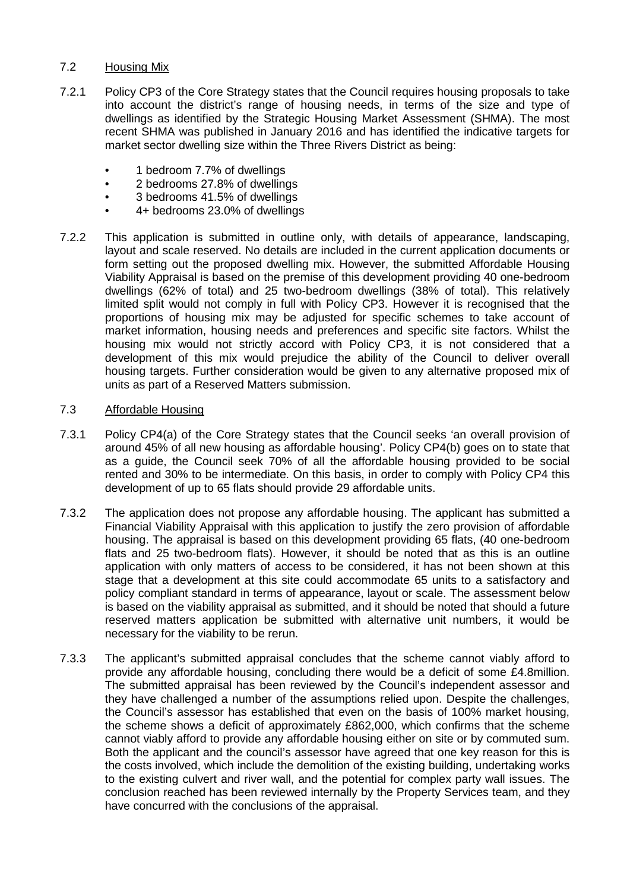### 7.2 Housing Mix

7.2.1 Policy CP3 of the Core Strategy states that the Council requires housing proposals to take into account the district's range of housing needs, in terms of the size and type of dwellings as identified by the Strategic Housing Market Assessment (SHMA). The most recent SHMA was published in January 2016 and has identified the indicative targets for market sector dwelling size within the Three Rivers District as being:

- 1 bedroom 7.7% of dwellings
- 2 bedrooms 27.8% of dwellings
- 3 bedrooms 41.5% of dwellings
- 4+ bedrooms 23.0% of dwellings

7.2.2 This application is submitted in outline only, with details of appearance, landscaping, layout and scale reserved. No details are included in the current application documents or form setting out the proposed dwelling mix. However, the submitted Affordable Housing Viability Appraisal is based on the premise of this development providing 40 one-bedroom dwellings (62% of total) and 25 two-bedroom dwellings (38% of total). This relatively limited split would not comply in full with Policy CP3. However it is recognised that the proportions of housing mix may be adjusted for specific schemes to take account of market information, housing needs and preferences and specific site factors. Whilst the housing mix would not strictly accord with Policy CP3, it is not considered that a development of this mix would prejudice the ability of the Council to deliver overall housing targets. Further consideration would be given to any alternative proposed mix of units as part of a Reserved Matters submission.

### 7.3 Affordable Housing

7.3.1 Policy CP4(a) of the Core Strategy states that the Council seeks 'an overall provision of around 45% of all new housing as affordable housing'. Policy CP4(b) goes on to state that as a guide, the Council seek 70% of all the affordable housing provided to be social rented and 30% to be intermediate. On this basis, in order to comply with Policy CP4 this development of up to 65 flats should provide 29 affordable units.

7.3.2 The application does not propose any affordable housing. The applicant has submitted a Financial Viability Appraisal with this application to justify the zero provision of affordable housing. The appraisal is based on this development providing 65 flats, (40 one-bedroom flats and 25 two-bedroom flats). However, it should be noted that as this is an outline application with only matters of access to be considered, it has not been shown at this stage that a development at this site could accommodate 65 units to a satisfactory and policy compliant standard in terms of appearance, layout or scale. The assessment below is based on the viability appraisal as submitted, and it should be noted that should a future reserved matters application be submitted with alternative unit numbers, it would be necessary for the viability to be rerun.

7.3.3 The applicant's submitted appraisal concludes that the scheme cannot viably afford to provide any affordable housing, concluding there would be a deficit of some £4.8million. The submitted appraisal has been reviewed by the Council's independent assessor and they have challenged a number of the assumptions relied upon. Despite the challenges, the Council's assessor has established that even on the basis of 100% market housing, the scheme shows a deficit of approximately £862,000, which confirms that the scheme cannot viably afford to provide any affordable housing either on site or by commuted sum. Both the applicant and the council's assessor have agreed that one key reason for this is the costs involved, which include the demolition of the existing building, undertaking works to the existing culvert and river wall, and the potential for complex party wall issues. The conclusion reached has been reviewed internally by the Property Services team, and they have concurred with the conclusions of the appraisal.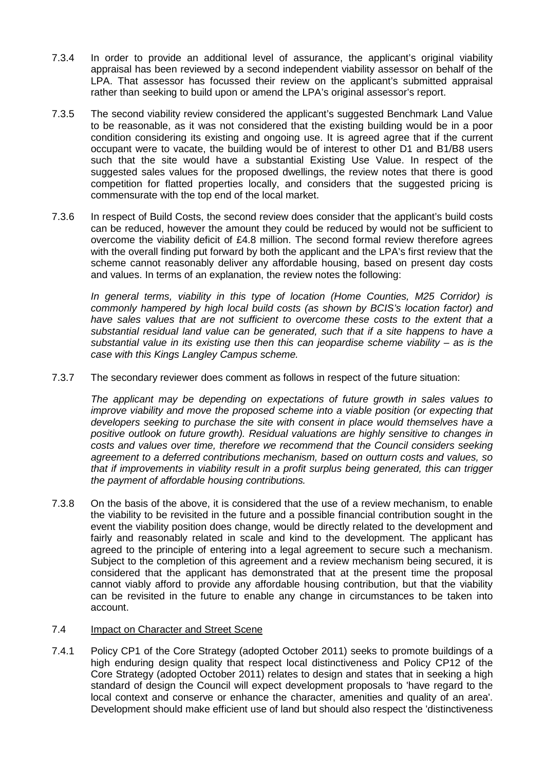7.3.4 In order to provide an additional level of assurance, the applicant's original viability appraisal has been reviewed by a second independent viability assessor on behalf of the LPA. That assessor has focussed their review on the applicant's submitted appraisal rather than seeking to build upon or amend the LPA's original assessor's report.

7.3.5 The second viability review considered the applicant's suggested Benchmark Land Value to be reasonable, as it was not considered that the existing building would be in a poor condition considering its existing and ongoing use. It is agreed agree that if the current occupant were to vacate, the building would be of interest to other D1 and B1/B8 users such that the site would have a substantial Existing Use Value. In respect of the suggested sales values for the proposed dwellings, the review notes that there is good competition for flatted properties locally, and considers that the suggested pricing is commensurate with the top end of the local market.

7.3.6 In respect of Build Costs, the second review does consider that the applicant's build costs can be reduced, however the amount they could be reduced by would not be sufficient to overcome the viability deficit of £4.8 million. The second formal review therefore agrees with the overall finding put forward by both the applicant and the LPA's first review that the scheme cannot reasonably deliver any affordable housing, based on present day costs and values. In terms of an explanation, the review notes the following:

*In general terms, viability in this type of location (Home Counties, M25 Corridor) is commonly hampered by high local build costs (as shown by BCIS's location factor) and have sales values that are not sufficient to overcome these costs to the extent that a substantial residual land value can be generated, such that if a site happens to have a substantial value in its existing use then this can jeopardise scheme viability – as is the case with this Kings Langley Campus scheme.*

7.3.7 The secondary reviewer does comment as follows in respect of the future situation:

*The applicant may be depending on expectations of future growth in sales values to improve viability and move the proposed scheme into a viable position (or expecting that developers seeking to purchase the site with consent in place would themselves have a positive outlook on future growth). Residual valuations are highly sensitive to changes in costs and values over time, therefore we recommend that the Council considers seeking agreement to a deferred contributions mechanism, based on outturn costs and values, so that if improvements in viability result in a profit surplus being generated, this can trigger the payment of affordable housing contributions.*

7.3.8 On the basis of the above, it is considered that the use of a review mechanism, to enable the viability to be revisited in the future and a possible financial contribution sought in the event the viability position does change, would be directly related to the development and fairly and reasonably related in scale and kind to the development. The applicant has agreed to the principle of entering into a legal agreement to secure such a mechanism. Subject to the completion of this agreement and a review mechanism being secured, it is considered that the applicant has demonstrated that at the present time the proposal cannot viably afford to provide any affordable housing contribution, but that the viability can be revisited in the future to enable any change in circumstances to be taken into account.

### 7.4 Impact on Character and Street Scene

7.4.1 Policy CP1 of the Core Strategy (adopted October 2011) seeks to promote buildings of a high enduring design quality that respect local distinctiveness and Policy CP12 of the Core Strategy (adopted October 2011) relates to design and states that in seeking a high standard of design the Council will expect development proposals to 'have regard to the local context and conserve or enhance the character, amenities and quality of an area'. Development should make efficient use of land but should also respect the 'distinctiveness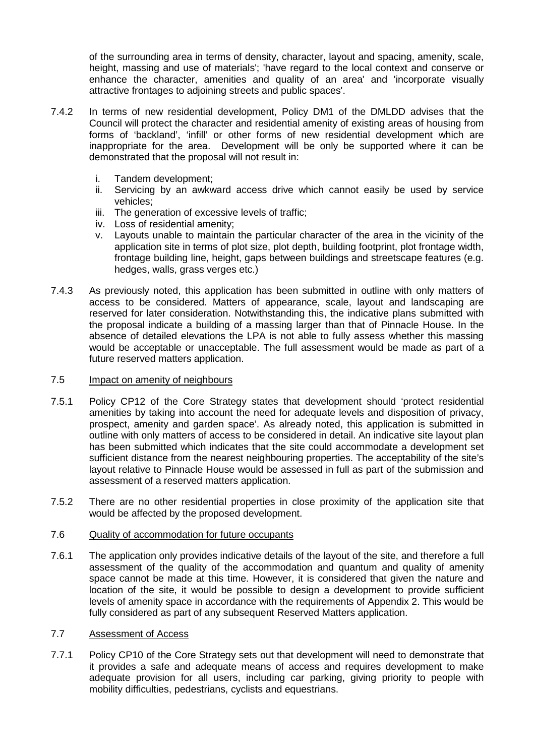of the surrounding area in terms of density, character, layout and spacing, amenity, scale, height, massing and use of materials'; 'have regard to the local context and conserve or enhance the character, amenities and quality of an area' and 'incorporate visually attractive frontages to adjoining streets and public spaces'.

7.4.2 In terms of new residential development, Policy DM1 of the DMLDD advises that the Council will protect the character and residential amenity of existing areas of housing from forms of 'backland', 'infill' or other forms of new residential development which are inappropriate for the area. Development will be only be supported where it can be demonstrated that the proposal will not result in:

i. Tandem development;
ii. Servicing by an awkward access drive which cannot easily be used by service vehicles;
iii. The generation of excessive levels of traffic;
iv. Loss of residential amenity;
v. Layouts unable to maintain the particular character of the area in the vicinity of the application site in terms of plot size, plot depth, building footprint, plot frontage width, frontage building line, height, gaps between buildings and streetscape features (e.g. hedges, walls, grass verges etc.)

7.4.3 As previously noted, this application has been submitted in outline with only matters of access to be considered. Matters of appearance, scale, layout and landscaping are reserved for later consideration. Notwithstanding this, the indicative plans submitted with the proposal indicate a building of a massing larger than that of Pinnacle House. In the absence of detailed elevations the LPA is not able to fully assess whether this massing would be acceptable or unacceptable. The full assessment would be made as part of a future reserved matters application.

7.5 Impact on amenity of neighbours

7.5.1 Policy CP12 of the Core Strategy states that development should 'protect residential amenities by taking into account the need for adequate levels and disposition of privacy, prospect, amenity and garden space'. As already noted, this application is submitted in outline with only matters of access to be considered in detail. An indicative site layout plan has been submitted which indicates that the site could accommodate a development set sufficient distance from the nearest neighbouring properties. The acceptability of the site's layout relative to Pinnacle House would be assessed in full as part of the submission and assessment of a reserved matters application.

7.5.2 There are no other residential properties in close proximity of the application site that would be affected by the proposed development.

7.6 Quality of accommodation for future occupants

7.6.1 The application only provides indicative details of the layout of the site, and therefore a full assessment of the quality of the accommodation and quantum and quality of amenity space cannot be made at this time. However, it is considered that given the nature and location of the site, it would be possible to design a development to provide sufficient levels of amenity space in accordance with the requirements of Appendix 2. This would be fully considered as part of any subsequent Reserved Matters application.

7.7 Assessment of Access

7.7.1 Policy CP10 of the Core Strategy sets out that development will need to demonstrate that it provides a safe and adequate means of access and requires development to make adequate provision for all users, including car parking, giving priority to people with mobility difficulties, pedestrians, cyclists and equestrians.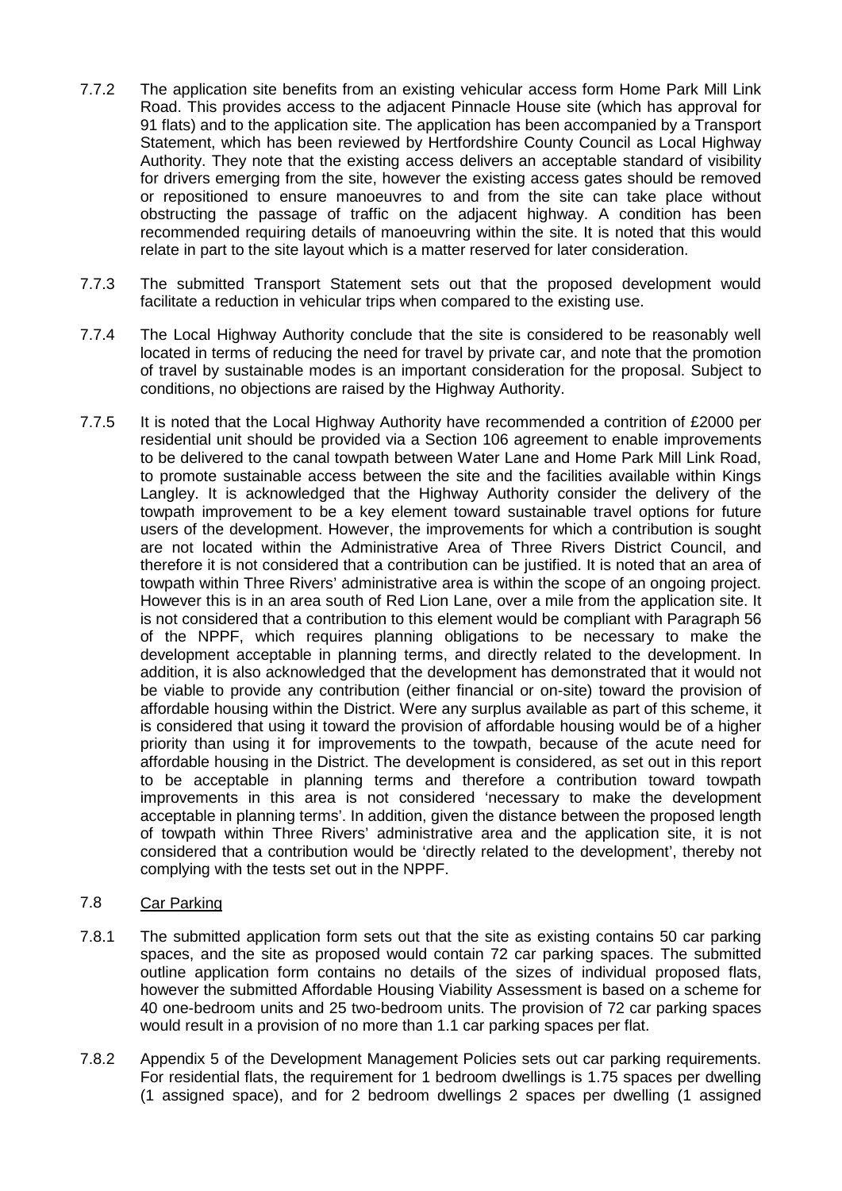7.7.2 The application site benefits from an existing vehicular access form Home Park Mill Link Road. This provides access to the adjacent Pinnacle House site (which has approval for 91 flats) and to the application site. The application has been accompanied by a Transport Statement, which has been reviewed by Hertfordshire County Council as Local Highway Authority. They note that the existing access delivers an acceptable standard of visibility for drivers emerging from the site, however the existing access gates should be removed or repositioned to ensure manoeuvres to and from the site can take place without obstructing the passage of traffic on the adjacent highway. A condition has been recommended requiring details of manoeuvring within the site. It is noted that this would relate in part to the site layout which is a matter reserved for later consideration.

7.7.3 The submitted Transport Statement sets out that the proposed development would facilitate a reduction in vehicular trips when compared to the existing use.

7.7.4 The Local Highway Authority conclude that the site is considered to be reasonably well located in terms of reducing the need for travel by private car, and note that the promotion of travel by sustainable modes is an important consideration for the proposal. Subject to conditions, no objections are raised by the Highway Authority.

7.7.5 It is noted that the Local Highway Authority have recommended a contrition of £2000 per residential unit should be provided via a Section 106 agreement to enable improvements to be delivered to the canal towpath between Water Lane and Home Park Mill Link Road, to promote sustainable access between the site and the facilities available within Kings Langley. It is acknowledged that the Highway Authority consider the delivery of the towpath improvement to be a key element toward sustainable travel options for future users of the development. However, the improvements for which a contribution is sought are not located within the Administrative Area of Three Rivers District Council, and therefore it is not considered that a contribution can be justified. It is noted that an area of towpath within Three Rivers' administrative area is within the scope of an ongoing project. However this is in an area south of Red Lion Lane, over a mile from the application site. It is not considered that a contribution to this element would be compliant with Paragraph 56 of the NPPF, which requires planning obligations to be necessary to make the development acceptable in planning terms, and directly related to the development. In addition, it is also acknowledged that the development has demonstrated that it would not be viable to provide any contribution (either financial or on-site) toward the provision of affordable housing within the District. Were any surplus available as part of this scheme, it is considered that using it toward the provision of affordable housing would be of a higher priority than using it for improvements to the towpath, because of the acute need for affordable housing in the District. The development is considered, as set out in this report to be acceptable in planning terms and therefore a contribution toward towpath improvements in this area is not considered 'necessary to make the development acceptable in planning terms'. In addition, given the distance between the proposed length of towpath within Three Rivers' administrative area and the application site, it is not considered that a contribution would be 'directly related to the development', thereby not complying with the tests set out in the NPPF.

7.8 Car Parking

7.8.1 The submitted application form sets out that the site as existing contains 50 car parking spaces, and the site as proposed would contain 72 car parking spaces. The submitted outline application form contains no details of the sizes of individual proposed flats, however the submitted Affordable Housing Viability Assessment is based on a scheme for 40 one-bedroom units and 25 two-bedroom units. The provision of 72 car parking spaces would result in a provision of no more than 1.1 car parking spaces per flat.

7.8.2 Appendix 5 of the Development Management Policies sets out car parking requirements. For residential flats, the requirement for 1 bedroom dwellings is 1.75 spaces per dwelling (1 assigned space), and for 2 bedroom dwellings 2 spaces per dwelling (1 assigned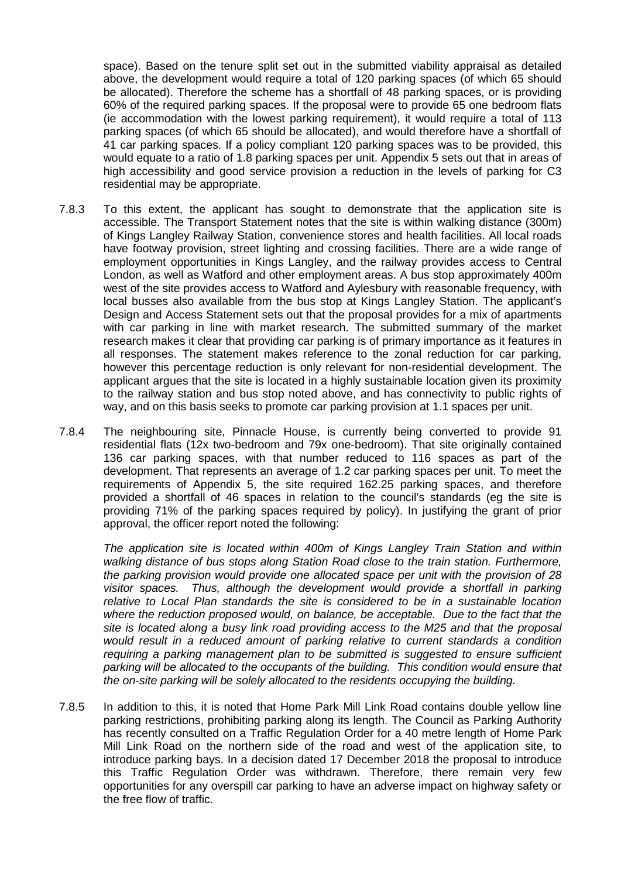space). Based on the tenure split set out in the submitted viability appraisal as detailed above, the development would require a total of 120 parking spaces (of which 65 should be allocated). Therefore the scheme has a shortfall of 48 parking spaces, or is providing 60% of the required parking spaces. If the proposal were to provide 65 one bedroom flats (ie accommodation with the lowest parking requirement), it would require a total of 113 parking spaces (of which 65 should be allocated), and would therefore have a shortfall of 41 car parking spaces. If a policy compliant 120 parking spaces was to be provided, this would equate to a ratio of 1.8 parking spaces per unit. Appendix 5 sets out that in areas of high accessibility and good service provision a reduction in the levels of parking for C3 residential may be appropriate.

7.8.3 To this extent, the applicant has sought to demonstrate that the application site is accessible. The Transport Statement notes that the site is within walking distance (300m) of Kings Langley Railway Station, convenience stores and health facilities. All local roads have footway provision, street lighting and crossing facilities. There are a wide range of employment opportunities in Kings Langley, and the railway provides access to Central London, as well as Watford and other employment areas. A bus stop approximately 400m west of the site provides access to Watford and Aylesbury with reasonable frequency, with local busses also available from the bus stop at Kings Langley Station. The applicant's Design and Access Statement sets out that the proposal provides for a mix of apartments with car parking in line with market research. The submitted summary of the market research makes it clear that providing car parking is of primary importance as it features in all responses. The statement makes reference to the zonal reduction for car parking, however this percentage reduction is only relevant for non-residential development. The applicant argues that the site is located in a highly sustainable location given its proximity to the railway station and bus stop noted above, and has connectivity to public rights of way, and on this basis seeks to promote car parking provision at 1.1 spaces per unit.

7.8.4 The neighbouring site, Pinnacle House, is currently being converted to provide 91 residential flats (12x two-bedroom and 79x one-bedroom). That site originally contained 136 car parking spaces, with that number reduced to 116 spaces as part of the development. That represents an average of 1.2 car parking spaces per unit. To meet the requirements of Appendix 5, the site required 162.25 parking spaces, and therefore provided a shortfall of 46 spaces in relation to the council's standards (eg the site is providing 71% of the parking spaces required by policy). In justifying the grant of prior approval, the officer report noted the following:

*The application site is located within 400m of Kings Langley Train Station and within walking distance of bus stops along Station Road close to the train station. Furthermore, the parking provision would provide one allocated space per unit with the provision of 28 visitor spaces. Thus, although the development would provide a shortfall in parking relative to Local Plan standards the site is considered to be in a sustainable location where the reduction proposed would, on balance, be acceptable. Due to the fact that the site is located along a busy link road providing access to the M25 and that the proposal would result in a reduced amount of parking relative to current standards a condition requiring a parking management plan to be submitted is suggested to ensure sufficient parking will be allocated to the occupants of the building. This condition would ensure that the on-site parking will be solely allocated to the residents occupying the building.*

7.8.5 In addition to this, it is noted that Home Park Mill Link Road contains double yellow line parking restrictions, prohibiting parking along its length. The Council as Parking Authority has recently consulted on a Traffic Regulation Order for a 40 metre length of Home Park Mill Link Road on the northern side of the road and west of the application site, to introduce parking bays. In a decision dated 17 December 2018 the proposal to introduce this Traffic Regulation Order was withdrawn. Therefore, there remain very few opportunities for any overspill car parking to have an adverse impact on highway safety or the free flow of traffic.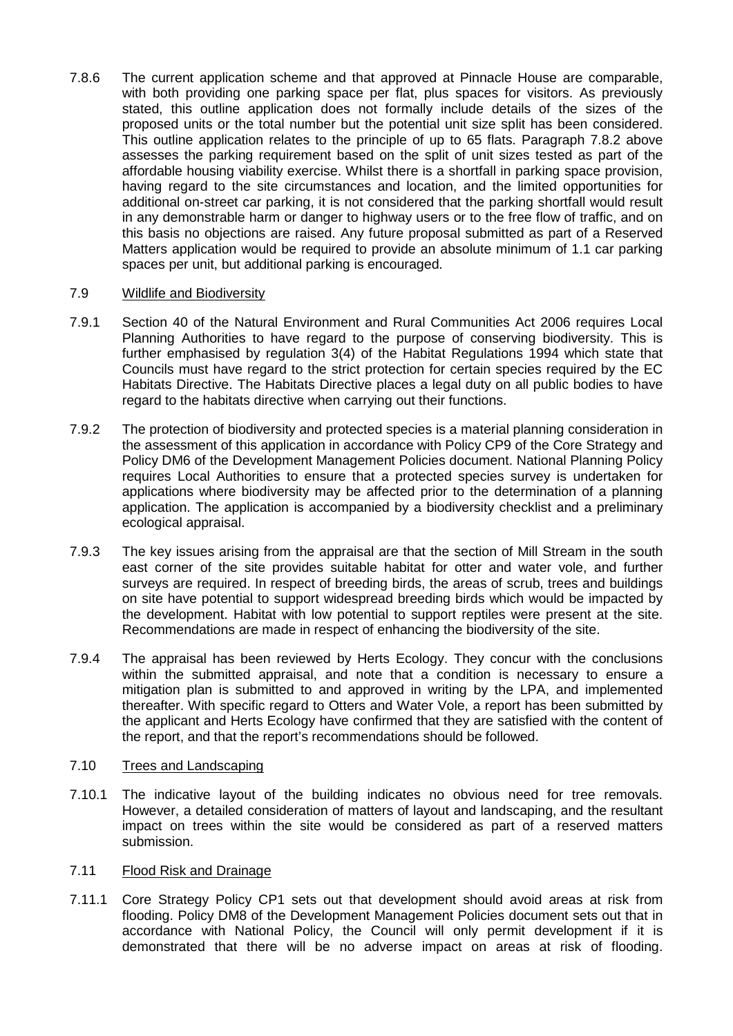7.8.6 The current application scheme and that approved at Pinnacle House are comparable, with both providing one parking space per flat, plus spaces for visitors. As previously stated, this outline application does not formally include details of the sizes of the proposed units or the total number but the potential unit size split has been considered. This outline application relates to the principle of up to 65 flats. Paragraph 7.8.2 above assesses the parking requirement based on the split of unit sizes tested as part of the affordable housing viability exercise. Whilst there is a shortfall in parking space provision, having regard to the site circumstances and location, and the limited opportunities for additional on-street car parking, it is not considered that the parking shortfall would result in any demonstrable harm or danger to highway users or to the free flow of traffic, and on this basis no objections are raised. Any future proposal submitted as part of a Reserved Matters application would be required to provide an absolute minimum of 1.1 car parking spaces per unit, but additional parking is encouraged.

## 7.9 Wildlife and Biodiversity

7.9.1 Section 40 of the Natural Environment and Rural Communities Act 2006 requires Local Planning Authorities to have regard to the purpose of conserving biodiversity. This is further emphasised by regulation 3(4) of the Habitat Regulations 1994 which state that Councils must have regard to the strict protection for certain species required by the EC Habitats Directive. The Habitats Directive places a legal duty on all public bodies to have regard to the habitats directive when carrying out their functions.

7.9.2 The protection of biodiversity and protected species is a material planning consideration in the assessment of this application in accordance with Policy CP9 of the Core Strategy and Policy DM6 of the Development Management Policies document. National Planning Policy requires Local Authorities to ensure that a protected species survey is undertaken for applications where biodiversity may be affected prior to the determination of a planning application. The application is accompanied by a biodiversity checklist and a preliminary ecological appraisal.

7.9.3 The key issues arising from the appraisal are that the section of Mill Stream in the south east corner of the site provides suitable habitat for otter and water vole, and further surveys are required. In respect of breeding birds, the areas of scrub, trees and buildings on site have potential to support widespread breeding birds which would be impacted by the development. Habitat with low potential to support reptiles were present at the site. Recommendations are made in respect of enhancing the biodiversity of the site.

7.9.4 The appraisal has been reviewed by Herts Ecology. They concur with the conclusions within the submitted appraisal, and note that a condition is necessary to ensure a mitigation plan is submitted to and approved in writing by the LPA, and implemented thereafter. With specific regard to Otters and Water Vole, a report has been submitted by the applicant and Herts Ecology have confirmed that they are satisfied with the content of the report, and that the report's recommendations should be followed.

## 7.10 Trees and Landscaping

7.10.1 The indicative layout of the building indicates no obvious need for tree removals. However, a detailed consideration of matters of layout and landscaping, and the resultant impact on trees within the site would be considered as part of a reserved matters submission.

## 7.11 Flood Risk and Drainage

7.11.1 Core Strategy Policy CP1 sets out that development should avoid areas at risk from flooding. Policy DM8 of the Development Management Policies document sets out that in accordance with National Policy, the Council will only permit development if it is demonstrated that there will be no adverse impact on areas at risk of flooding.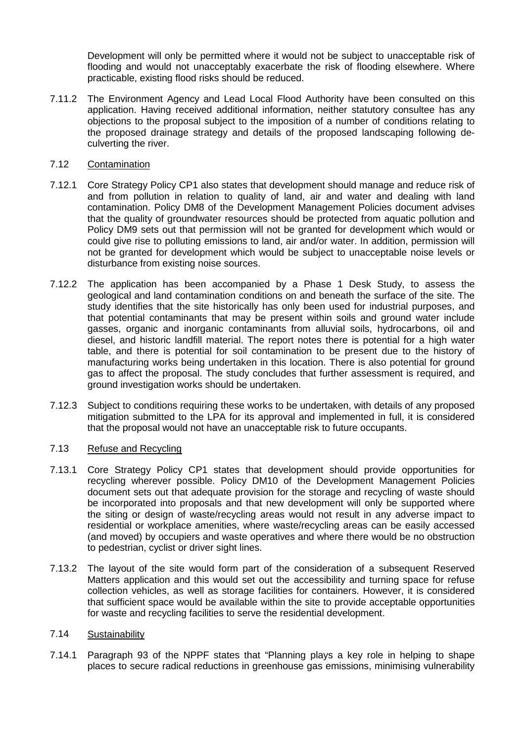Development will only be permitted where it would not be subject to unacceptable risk of flooding and would not unacceptably exacerbate the risk of flooding elsewhere. Where practicable, existing flood risks should be reduced.

7.11.2 The Environment Agency and Lead Local Flood Authority have been consulted on this application. Having received additional information, neither statutory consultee has any objections to the proposal subject to the imposition of a number of conditions relating to the proposed drainage strategy and details of the proposed landscaping following de-culverting the river.

### 7.12 Contamination

7.12.1 Core Strategy Policy CP1 also states that development should manage and reduce risk of and from pollution in relation to quality of land, air and water and dealing with land contamination. Policy DM8 of the Development Management Policies document advises that the quality of groundwater resources should be protected from aquatic pollution and Policy DM9 sets out that permission will not be granted for development which would or could give rise to polluting emissions to land, air and/or water. In addition, permission will not be granted for development which would be subject to unacceptable noise levels or disturbance from existing noise sources.

7.12.2 The application has been accompanied by a Phase 1 Desk Study, to assess the geological and land contamination conditions on and beneath the surface of the site. The study identifies that the site historically has only been used for industrial purposes, and that potential contaminants that may be present within soils and ground water include gasses, organic and inorganic contaminants from alluvial soils, hydrocarbons, oil and diesel, and historic landfill material. The report notes there is potential for a high water table, and there is potential for soil contamination to be present due to the history of manufacturing works being undertaken in this location. There is also potential for ground gas to affect the proposal. The study concludes that further assessment is required, and ground investigation works should be undertaken.

7.12.3 Subject to conditions requiring these works to be undertaken, with details of any proposed mitigation submitted to the LPA for its approval and implemented in full, it is considered that the proposal would not have an unacceptable risk to future occupants.

### 7.13 Refuse and Recycling

7.13.1 Core Strategy Policy CP1 states that development should provide opportunities for recycling wherever possible. Policy DM10 of the Development Management Policies document sets out that adequate provision for the storage and recycling of waste should be incorporated into proposals and that new development will only be supported where the siting or design of waste/recycling areas would not result in any adverse impact to residential or workplace amenities, where waste/recycling areas can be easily accessed (and moved) by occupiers and waste operatives and where there would be no obstruction to pedestrian, cyclist or driver sight lines.

7.13.2 The layout of the site would form part of the consideration of a subsequent Reserved Matters application and this would set out the accessibility and turning space for refuse collection vehicles, as well as storage facilities for containers. However, it is considered that sufficient space would be available within the site to provide acceptable opportunities for waste and recycling facilities to serve the residential development.

### 7.14 Sustainability

7.14.1 Paragraph 93 of the NPPF states that "Planning plays a key role in helping to shape places to secure radical reductions in greenhouse gas emissions, minimising vulnerability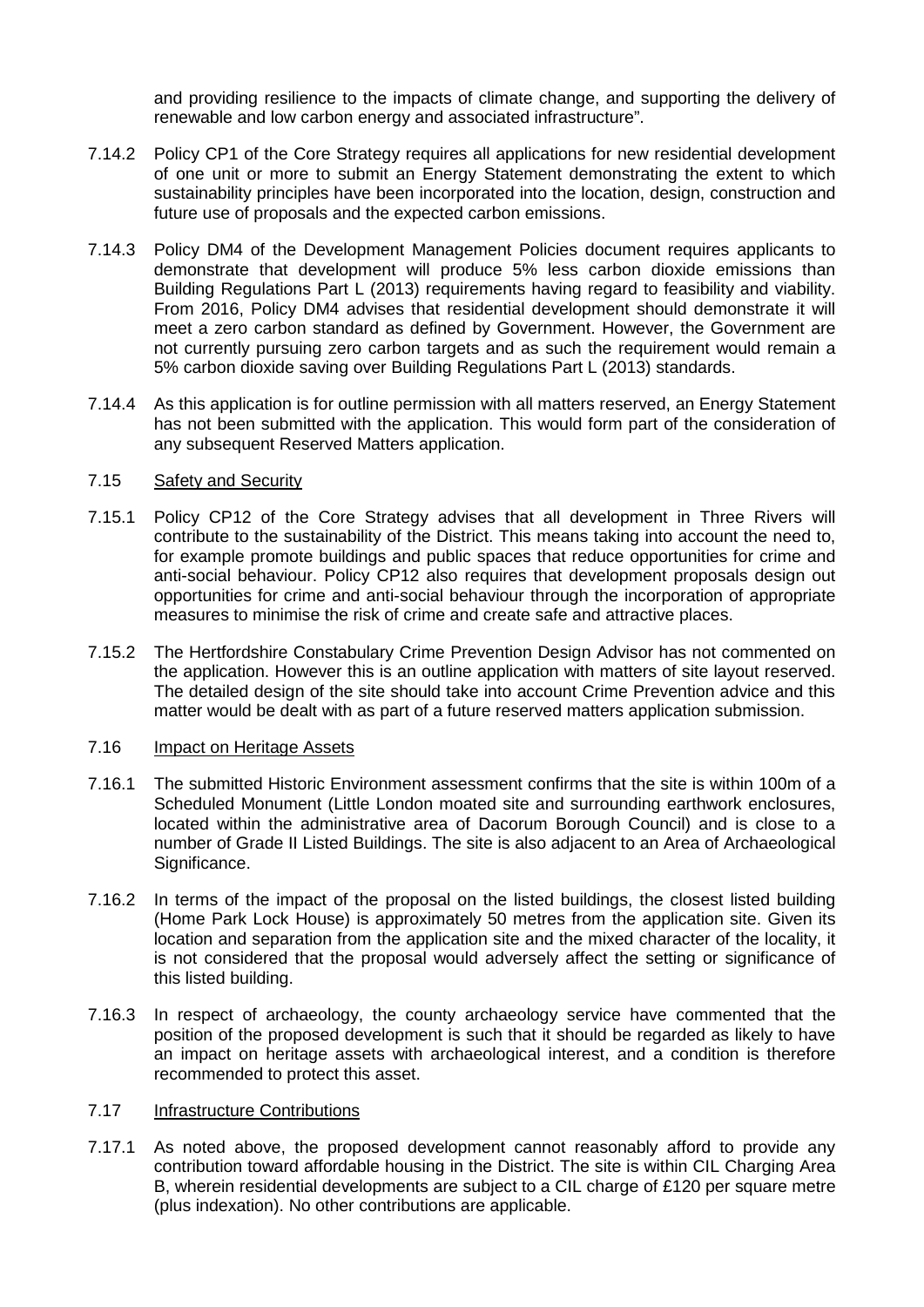and providing resilience to the impacts of climate change, and supporting the delivery of renewable and low carbon energy and associated infrastructure".

7.14.2 Policy CP1 of the Core Strategy requires all applications for new residential development of one unit or more to submit an Energy Statement demonstrating the extent to which sustainability principles have been incorporated into the location, design, construction and future use of proposals and the expected carbon emissions.

7.14.3 Policy DM4 of the Development Management Policies document requires applicants to demonstrate that development will produce 5% less carbon dioxide emissions than Building Regulations Part L (2013) requirements having regard to feasibility and viability. From 2016, Policy DM4 advises that residential development should demonstrate it will meet a zero carbon standard as defined by Government. However, the Government are not currently pursuing zero carbon targets and as such the requirement would remain a 5% carbon dioxide saving over Building Regulations Part L (2013) standards.

7.14.4 As this application is for outline permission with all matters reserved, an Energy Statement has not been submitted with the application. This would form part of the consideration of any subsequent Reserved Matters application.

7.15 Safety and Security

7.15.1 Policy CP12 of the Core Strategy advises that all development in Three Rivers will contribute to the sustainability of the District. This means taking into account the need to, for example promote buildings and public spaces that reduce opportunities for crime and anti-social behaviour. Policy CP12 also requires that development proposals design out opportunities for crime and anti-social behaviour through the incorporation of appropriate measures to minimise the risk of crime and create safe and attractive places.

7.15.2 The Hertfordshire Constabulary Crime Prevention Design Advisor has not commented on the application. However this is an outline application with matters of site layout reserved. The detailed design of the site should take into account Crime Prevention advice and this matter would be dealt with as part of a future reserved matters application submission.

7.16 Impact on Heritage Assets

7.16.1 The submitted Historic Environment assessment confirms that the site is within 100m of a Scheduled Monument (Little London moated site and surrounding earthwork enclosures, located within the administrative area of Dacorum Borough Council) and is close to a number of Grade II Listed Buildings. The site is also adjacent to an Area of Archaeological Significance.

7.16.2 In terms of the impact of the proposal on the listed buildings, the closest listed building (Home Park Lock House) is approximately 50 metres from the application site. Given its location and separation from the application site and the mixed character of the locality, it is not considered that the proposal would adversely affect the setting or significance of this listed building.

7.16.3 In respect of archaeology, the county archaeology service have commented that the position of the proposed development is such that it should be regarded as likely to have an impact on heritage assets with archaeological interest, and a condition is therefore recommended to protect this asset.

7.17 Infrastructure Contributions

7.17.1 As noted above, the proposed development cannot reasonably afford to provide any contribution toward affordable housing in the District. The site is within CIL Charging Area B, wherein residential developments are subject to a CIL charge of £120 per square metre (plus indexation). No other contributions are applicable.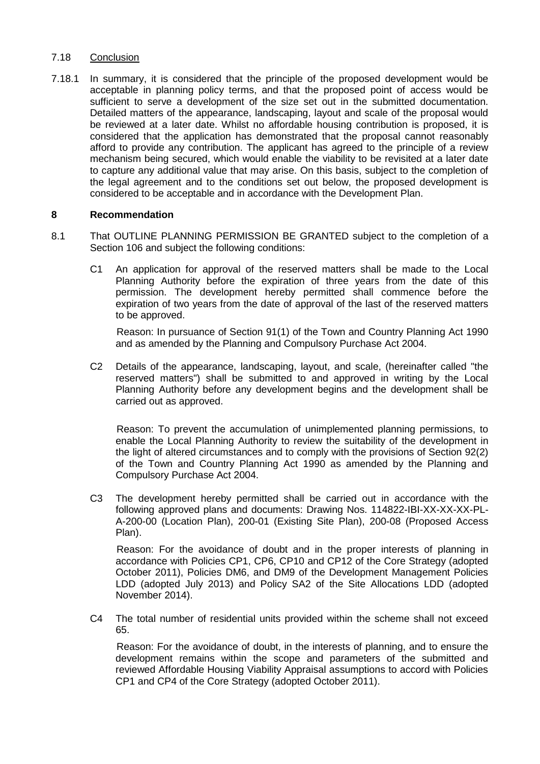7.18 Conclusion

7.18.1 In summary, it is considered that the principle of the proposed development would be acceptable in planning policy terms, and that the proposed point of access would be sufficient to serve a development of the size set out in the submitted documentation. Detailed matters of the appearance, landscaping, layout and scale of the proposal would be reviewed at a later date. Whilst no affordable housing contribution is proposed, it is considered that the application has demonstrated that the proposal cannot reasonably afford to provide any contribution. The applicant has agreed to the principle of a review mechanism being secured, which would enable the viability to be revisited at a later date to capture any additional value that may arise. On this basis, subject to the completion of the legal agreement and to the conditions set out below, the proposed development is considered to be acceptable and in accordance with the Development Plan.

## 8 Recommendation

8.1 That OUTLINE PLANNING PERMISSION BE GRANTED subject to the completion of a Section 106 and subject the following conditions:

C1 An application for approval of the reserved matters shall be made to the Local Planning Authority before the expiration of three years from the date of this permission. The development hereby permitted shall commence before the expiration of two years from the date of approval of the last of the reserved matters to be approved.

Reason: In pursuance of Section 91(1) of the Town and Country Planning Act 1990 and as amended by the Planning and Compulsory Purchase Act 2004.

C2 Details of the appearance, landscaping, layout, and scale, (hereinafter called "the reserved matters") shall be submitted to and approved in writing by the Local Planning Authority before any development begins and the development shall be carried out as approved.

Reason: To prevent the accumulation of unimplemented planning permissions, to enable the Local Planning Authority to review the suitability of the development in the light of altered circumstances and to comply with the provisions of Section 92(2) of the Town and Country Planning Act 1990 as amended by the Planning and Compulsory Purchase Act 2004.

C3 The development hereby permitted shall be carried out in accordance with the following approved plans and documents: Drawing Nos. 114822-IBI-XX-XX-XX-PL-A-200-00 (Location Plan), 200-01 (Existing Site Plan), 200-08 (Proposed Access Plan).

Reason: For the avoidance of doubt and in the proper interests of planning in accordance with Policies CP1, CP6, CP10 and CP12 of the Core Strategy (adopted October 2011), Policies DM6, and DM9 of the Development Management Policies LDD (adopted July 2013) and Policy SA2 of the Site Allocations LDD (adopted November 2014).

C4 The total number of residential units provided within the scheme shall not exceed 65.

Reason: For the avoidance of doubt, in the interests of planning, and to ensure the development remains within the scope and parameters of the submitted and reviewed Affordable Housing Viability Appraisal assumptions to accord with Policies CP1 and CP4 of the Core Strategy (adopted October 2011).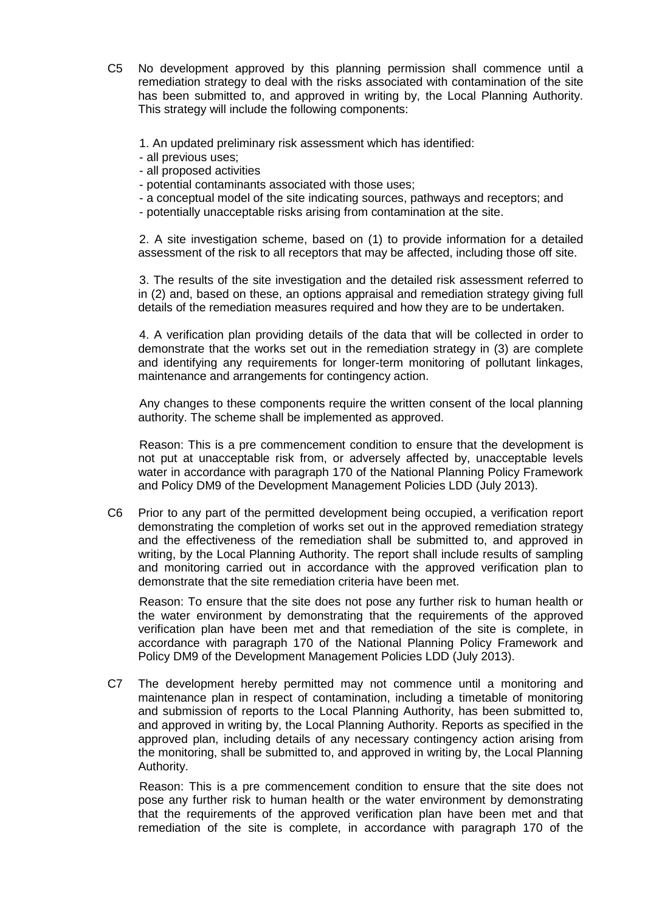C5 No development approved by this planning permission shall commence until a remediation strategy to deal with the risks associated with contamination of the site has been submitted to, and approved in writing by, the Local Planning Authority. This strategy will include the following components:

1. An updated preliminary risk assessment which has identified:
- all previous uses;
- all proposed activities
- potential contaminants associated with those uses;
- a conceptual model of the site indicating sources, pathways and receptors; and
- potentially unacceptable risks arising from contamination at the site.

2. A site investigation scheme, based on (1) to provide information for a detailed assessment of the risk to all receptors that may be affected, including those off site.

3. The results of the site investigation and the detailed risk assessment referred to in (2) and, based on these, an options appraisal and remediation strategy giving full details of the remediation measures required and how they are to be undertaken.

4. A verification plan providing details of the data that will be collected in order to demonstrate that the works set out in the remediation strategy in (3) are complete and identifying any requirements for longer-term monitoring of pollutant linkages, maintenance and arrangements for contingency action.

Any changes to these components require the written consent of the local planning authority. The scheme shall be implemented as approved.

Reason: This is a pre commencement condition to ensure that the development is not put at unacceptable risk from, or adversely affected by, unacceptable levels water in accordance with paragraph 170 of the National Planning Policy Framework and Policy DM9 of the Development Management Policies LDD (July 2013).

C6 Prior to any part of the permitted development being occupied, a verification report demonstrating the completion of works set out in the approved remediation strategy and the effectiveness of the remediation shall be submitted to, and approved in writing, by the Local Planning Authority. The report shall include results of sampling and monitoring carried out in accordance with the approved verification plan to demonstrate that the site remediation criteria have been met.

Reason: To ensure that the site does not pose any further risk to human health or the water environment by demonstrating that the requirements of the approved verification plan have been met and that remediation of the site is complete, in accordance with paragraph 170 of the National Planning Policy Framework and Policy DM9 of the Development Management Policies LDD (July 2013).

C7 The development hereby permitted may not commence until a monitoring and maintenance plan in respect of contamination, including a timetable of monitoring and submission of reports to the Local Planning Authority, has been submitted to, and approved in writing by, the Local Planning Authority. Reports as specified in the approved plan, including details of any necessary contingency action arising from the monitoring, shall be submitted to, and approved in writing by, the Local Planning Authority.

Reason: This is a pre commencement condition to ensure that the site does not pose any further risk to human health or the water environment by demonstrating that the requirements of the approved verification plan have been met and that remediation of the site is complete, in accordance with paragraph 170 of the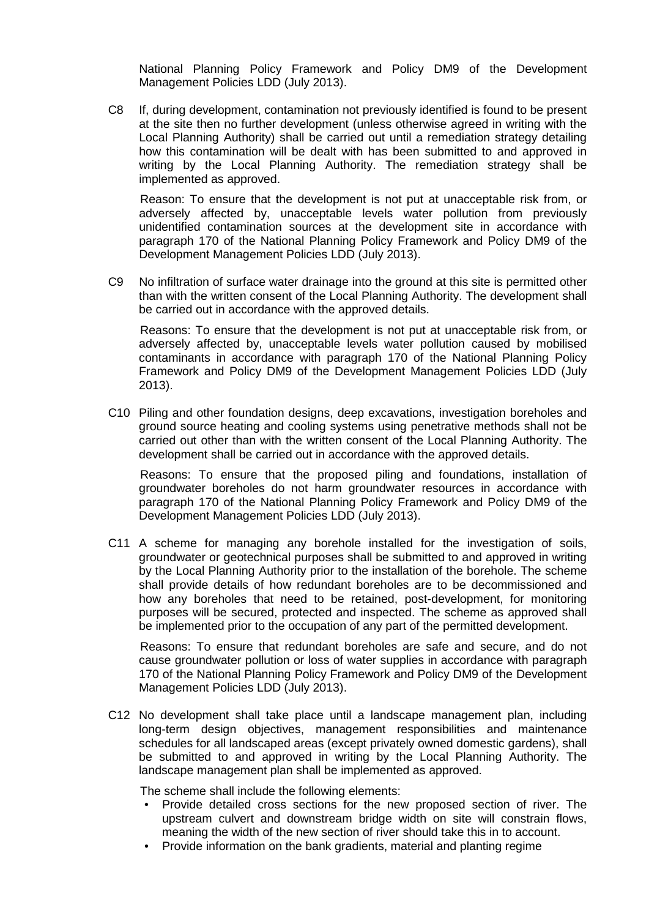National Planning Policy Framework and Policy DM9 of the Development Management Policies LDD (July 2013).

C8 If, during development, contamination not previously identified is found to be present at the site then no further development (unless otherwise agreed in writing with the Local Planning Authority) shall be carried out until a remediation strategy detailing how this contamination will be dealt with has been submitted to and approved in writing by the Local Planning Authority. The remediation strategy shall be implemented as approved.

Reason: To ensure that the development is not put at unacceptable risk from, or adversely affected by, unacceptable levels water pollution from previously unidentified contamination sources at the development site in accordance with paragraph 170 of the National Planning Policy Framework and Policy DM9 of the Development Management Policies LDD (July 2013).

C9 No infiltration of surface water drainage into the ground at this site is permitted other than with the written consent of the Local Planning Authority. The development shall be carried out in accordance with the approved details.

Reasons: To ensure that the development is not put at unacceptable risk from, or adversely affected by, unacceptable levels water pollution caused by mobilised contaminants in accordance with paragraph 170 of the National Planning Policy Framework and Policy DM9 of the Development Management Policies LDD (July 2013).

C10 Piling and other foundation designs, deep excavations, investigation boreholes and ground source heating and cooling systems using penetrative methods shall not be carried out other than with the written consent of the Local Planning Authority. The development shall be carried out in accordance with the approved details.

Reasons: To ensure that the proposed piling and foundations, installation of groundwater boreholes do not harm groundwater resources in accordance with paragraph 170 of the National Planning Policy Framework and Policy DM9 of the Development Management Policies LDD (July 2013).

C11 A scheme for managing any borehole installed for the investigation of soils, groundwater or geotechnical purposes shall be submitted to and approved in writing by the Local Planning Authority prior to the installation of the borehole. The scheme shall provide details of how redundant boreholes are to be decommissioned and how any boreholes that need to be retained, post-development, for monitoring purposes will be secured, protected and inspected. The scheme as approved shall be implemented prior to the occupation of any part of the permitted development.

Reasons: To ensure that redundant boreholes are safe and secure, and do not cause groundwater pollution or loss of water supplies in accordance with paragraph 170 of the National Planning Policy Framework and Policy DM9 of the Development Management Policies LDD (July 2013).

C12 No development shall take place until a landscape management plan, including long-term design objectives, management responsibilities and maintenance schedules for all landscaped areas (except privately owned domestic gardens), shall be submitted to and approved in writing by the Local Planning Authority. The landscape management plan shall be implemented as approved.

The scheme shall include the following elements:

- Provide detailed cross sections for the new proposed section of river. The upstream culvert and downstream bridge width on site will constrain flows, meaning the width of the new section of river should take this in to account.
- Provide information on the bank gradients, material and planting regime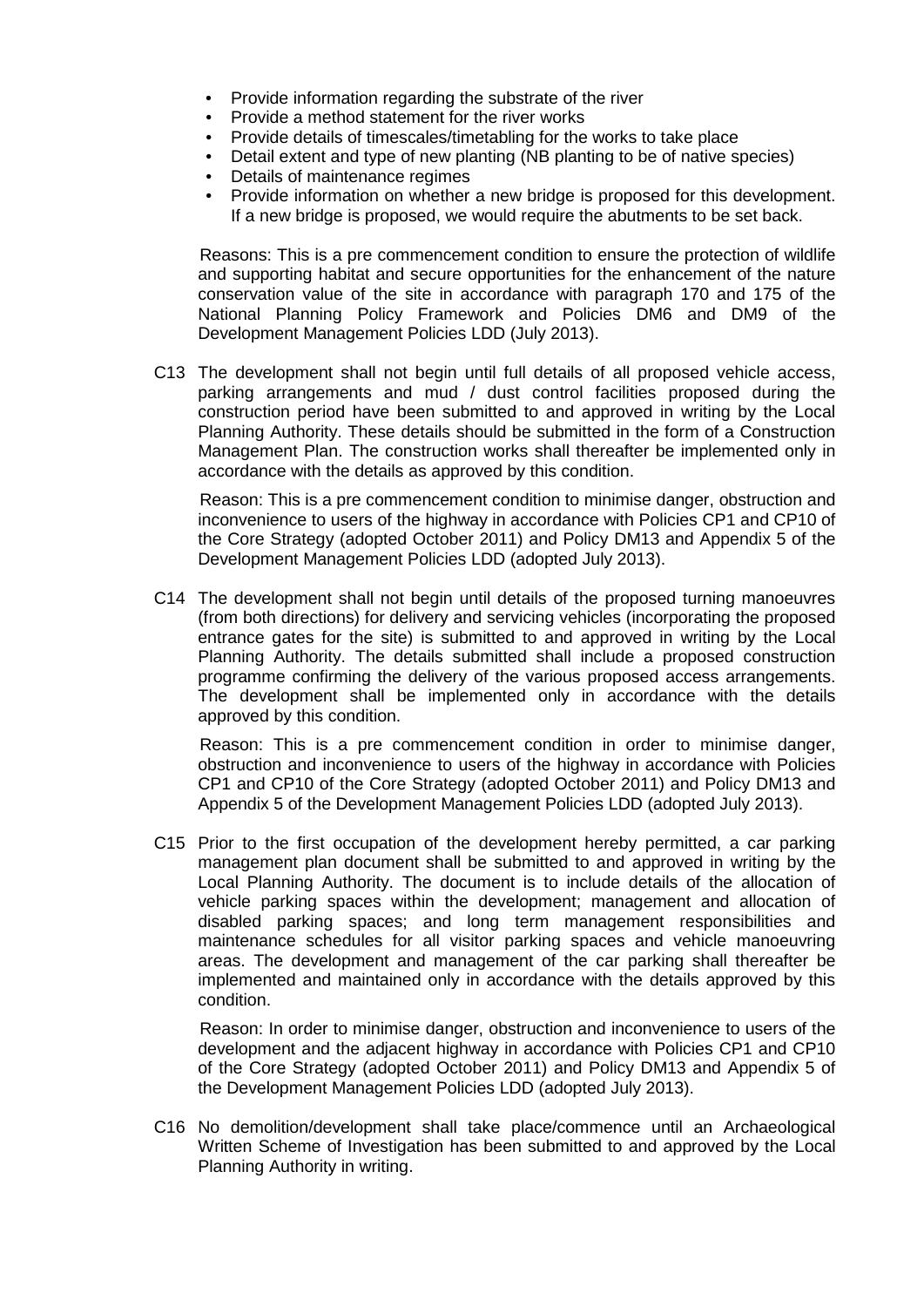- Provide information regarding the substrate of the river
- Provide a method statement for the river works
- Provide details of timescales/timetabling for the works to take place
- Detail extent and type of new planting (NB planting to be of native species)
- Details of maintenance regimes
- Provide information on whether a new bridge is proposed for this development. If a new bridge is proposed, we would require the abutments to be set back.

Reasons: This is a pre commencement condition to ensure the protection of wildlife and supporting habitat and secure opportunities for the enhancement of the nature conservation value of the site in accordance with paragraph 170 and 175 of the National Planning Policy Framework and Policies DM6 and DM9 of the Development Management Policies LDD (July 2013).

C13 The development shall not begin until full details of all proposed vehicle access, parking arrangements and mud / dust control facilities proposed during the construction period have been submitted to and approved in writing by the Local Planning Authority. These details should be submitted in the form of a Construction Management Plan. The construction works shall thereafter be implemented only in accordance with the details as approved by this condition.

Reason: This is a pre commencement condition to minimise danger, obstruction and inconvenience to users of the highway in accordance with Policies CP1 and CP10 of the Core Strategy (adopted October 2011) and Policy DM13 and Appendix 5 of the Development Management Policies LDD (adopted July 2013).

C14 The development shall not begin until details of the proposed turning manoeuvres (from both directions) for delivery and servicing vehicles (incorporating the proposed entrance gates for the site) is submitted to and approved in writing by the Local Planning Authority. The details submitted shall include a proposed construction programme confirming the delivery of the various proposed access arrangements. The development shall be implemented only in accordance with the details approved by this condition.

Reason: This is a pre commencement condition in order to minimise danger, obstruction and inconvenience to users of the highway in accordance with Policies CP1 and CP10 of the Core Strategy (adopted October 2011) and Policy DM13 and Appendix 5 of the Development Management Policies LDD (adopted July 2013).

C15 Prior to the first occupation of the development hereby permitted, a car parking management plan document shall be submitted to and approved in writing by the Local Planning Authority. The document is to include details of the allocation of vehicle parking spaces within the development; management and allocation of disabled parking spaces; and long term management responsibilities and maintenance schedules for all visitor parking spaces and vehicle manoeuvring areas. The development and management of the car parking shall thereafter be implemented and maintained only in accordance with the details approved by this condition.

Reason: In order to minimise danger, obstruction and inconvenience to users of the development and the adjacent highway in accordance with Policies CP1 and CP10 of the Core Strategy (adopted October 2011) and Policy DM13 and Appendix 5 of the Development Management Policies LDD (adopted July 2013).

C16 No demolition/development shall take place/commence until an Archaeological Written Scheme of Investigation has been submitted to and approved by the Local Planning Authority in writing.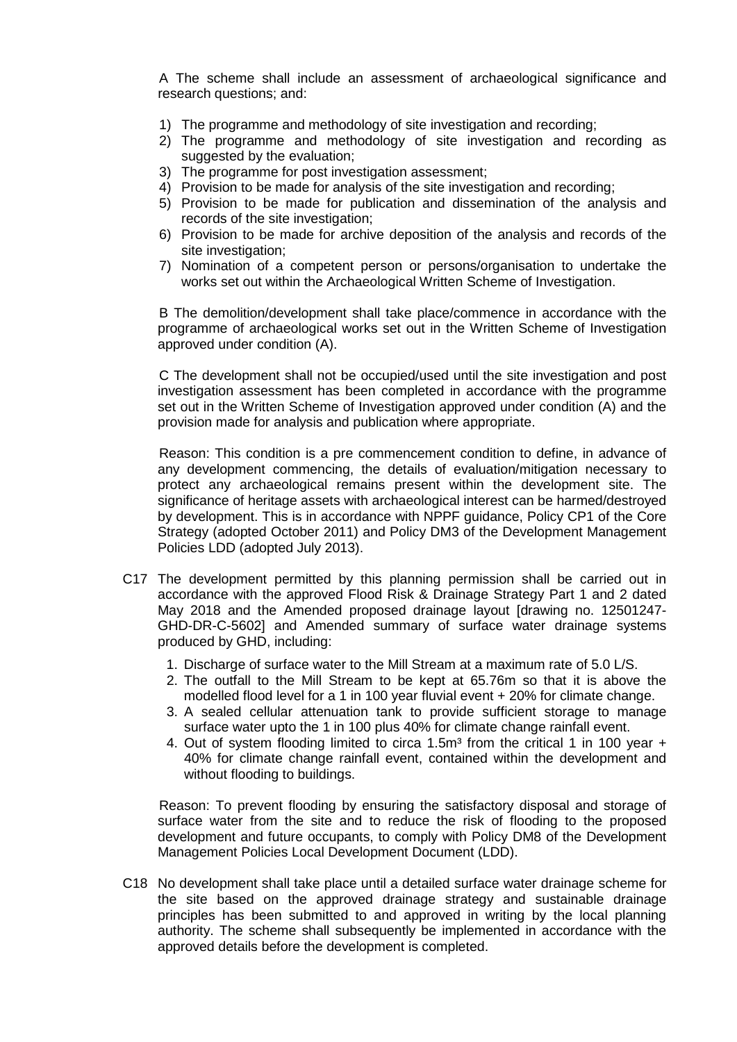A The scheme shall include an assessment of archaeological significance and research questions; and:

1) The programme and methodology of site investigation and recording;
2) The programme and methodology of site investigation and recording as suggested by the evaluation;
3) The programme for post investigation assessment;
4) Provision to be made for analysis of the site investigation and recording;
5) Provision to be made for publication and dissemination of the analysis and records of the site investigation;
6) Provision to be made for archive deposition of the analysis and records of the site investigation;
7) Nomination of a competent person or persons/organisation to undertake the works set out within the Archaeological Written Scheme of Investigation.

B The demolition/development shall take place/commence in accordance with the programme of archaeological works set out in the Written Scheme of Investigation approved under condition (A).

C The development shall not be occupied/used until the site investigation and post investigation assessment has been completed in accordance with the programme set out in the Written Scheme of Investigation approved under condition (A) and the provision made for analysis and publication where appropriate.

Reason: This condition is a pre commencement condition to define, in advance of any development commencing, the details of evaluation/mitigation necessary to protect any archaeological remains present within the development site. The significance of heritage assets with archaeological interest can be harmed/destroyed by development. This is in accordance with NPPF guidance, Policy CP1 of the Core Strategy (adopted October 2011) and Policy DM3 of the Development Management Policies LDD (adopted July 2013).

C17 The development permitted by this planning permission shall be carried out in accordance with the approved Flood Risk & Drainage Strategy Part 1 and 2 dated May 2018 and the Amended proposed drainage layout [drawing no. 12501247-GHD-DR-C-5602] and Amended summary of surface water drainage systems produced by GHD, including:

1. Discharge of surface water to the Mill Stream at a maximum rate of 5.0 L/S.
2. The outfall to the Mill Stream to be kept at 65.76m so that it is above the modelled flood level for a 1 in 100 year fluvial event + 20% for climate change.
3. A sealed cellular attenuation tank to provide sufficient storage to manage surface water upto the 1 in 100 plus 40% for climate change rainfall event.
4. Out of system flooding limited to circa 1.5m³ from the critical 1 in 100 year + 40% for climate change rainfall event, contained within the development and without flooding to buildings.

Reason: To prevent flooding by ensuring the satisfactory disposal and storage of surface water from the site and to reduce the risk of flooding to the proposed development and future occupants, to comply with Policy DM8 of the Development Management Policies Local Development Document (LDD).

C18 No development shall take place until a detailed surface water drainage scheme for the site based on the approved drainage strategy and sustainable drainage principles has been submitted to and approved in writing by the local planning authority. The scheme shall subsequently be implemented in accordance with the approved details before the development is completed.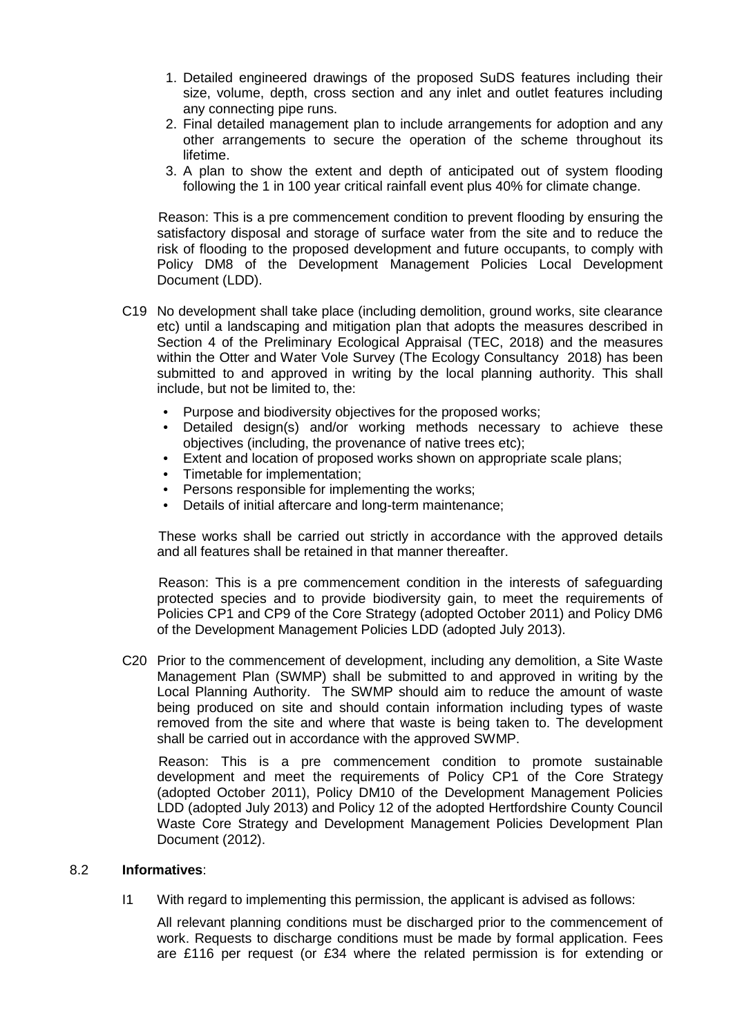1. Detailed engineered drawings of the proposed SuDS features including their size, volume, depth, cross section and any inlet and outlet features including any connecting pipe runs.
2. Final detailed management plan to include arrangements for adoption and any other arrangements to secure the operation of the scheme throughout its lifetime.
3. A plan to show the extent and depth of anticipated out of system flooding following the 1 in 100 year critical rainfall event plus 40% for climate change.

Reason: This is a pre commencement condition to prevent flooding by ensuring the satisfactory disposal and storage of surface water from the site and to reduce the risk of flooding to the proposed development and future occupants, to comply with Policy DM8 of the Development Management Policies Local Development Document (LDD).

C19 No development shall take place (including demolition, ground works, site clearance etc) until a landscaping and mitigation plan that adopts the measures described in Section 4 of the Preliminary Ecological Appraisal (TEC, 2018) and the measures within the Otter and Water Vole Survey (The Ecology Consultancy 2018) has been submitted to and approved in writing by the local planning authority. This shall include, but not be limited to, the:

- Purpose and biodiversity objectives for the proposed works;
- Detailed design(s) and/or working methods necessary to achieve these objectives (including, the provenance of native trees etc);
- Extent and location of proposed works shown on appropriate scale plans;
- Timetable for implementation;
- Persons responsible for implementing the works;
- Details of initial aftercare and long-term maintenance;

These works shall be carried out strictly in accordance with the approved details and all features shall be retained in that manner thereafter.

Reason: This is a pre commencement condition in the interests of safeguarding protected species and to provide biodiversity gain, to meet the requirements of Policies CP1 and CP9 of the Core Strategy (adopted October 2011) and Policy DM6 of the Development Management Policies LDD (adopted July 2013).

C20 Prior to the commencement of development, including any demolition, a Site Waste Management Plan (SWMP) shall be submitted to and approved in writing by the Local Planning Authority. The SWMP should aim to reduce the amount of waste being produced on site and should contain information including types of waste removed from the site and where that waste is being taken to. The development shall be carried out in accordance with the approved SWMP.

Reason: This is a pre commencement condition to promote sustainable development and meet the requirements of Policy CP1 of the Core Strategy (adopted October 2011), Policy DM10 of the Development Management Policies LDD (adopted July 2013) and Policy 12 of the adopted Hertfordshire County Council Waste Core Strategy and Development Management Policies Development Plan Document (2012).

8.2 **Informatives**:

I1 With regard to implementing this permission, the applicant is advised as follows:

All relevant planning conditions must be discharged prior to the commencement of work. Requests to discharge conditions must be made by formal application. Fees are £116 per request (or £34 where the related permission is for extending or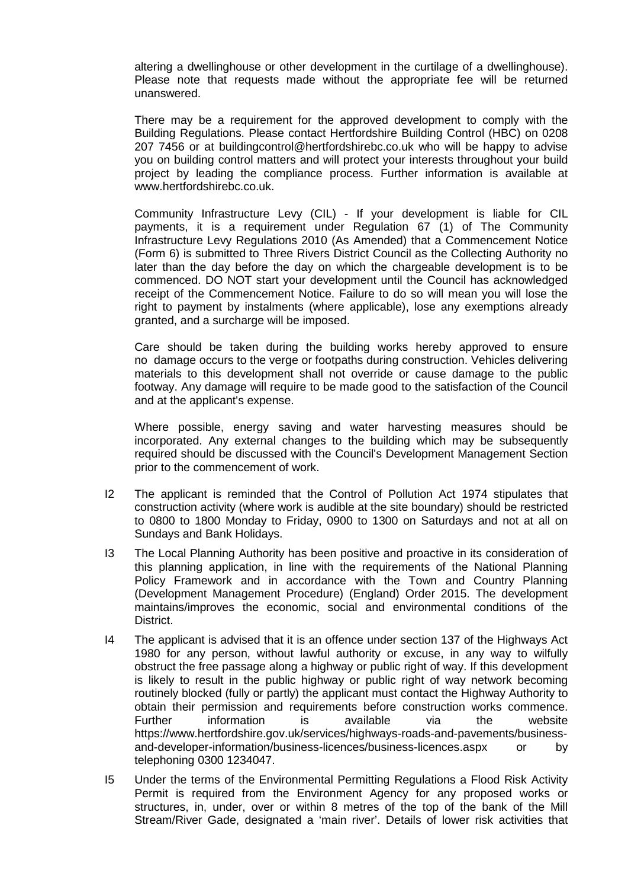altering a dwellinghouse or other development in the curtilage of a dwellinghouse). Please note that requests made without the appropriate fee will be returned unanswered.

There may be a requirement for the approved development to comply with the Building Regulations. Please contact Hertfordshire Building Control (HBC) on 0208 207 7456 or at buildingcontrol@hertfordshirebc.co.uk who will be happy to advise you on building control matters and will protect your interests throughout your build project by leading the compliance process. Further information is available at www.hertfordshirebc.co.uk.

Community Infrastructure Levy (CIL) - If your development is liable for CIL payments, it is a requirement under Regulation 67 (1) of The Community Infrastructure Levy Regulations 2010 (As Amended) that a Commencement Notice (Form 6) is submitted to Three Rivers District Council as the Collecting Authority no later than the day before the day on which the chargeable development is to be commenced. DO NOT start your development until the Council has acknowledged receipt of the Commencement Notice. Failure to do so will mean you will lose the right to payment by instalments (where applicable), lose any exemptions already granted, and a surcharge will be imposed.

Care should be taken during the building works hereby approved to ensure no damage occurs to the verge or footpaths during construction. Vehicles delivering materials to this development shall not override or cause damage to the public footway. Any damage will require to be made good to the satisfaction of the Council and at the applicant's expense.

Where possible, energy saving and water harvesting measures should be incorporated. Any external changes to the building which may be subsequently required should be discussed with the Council's Development Management Section prior to the commencement of work.

I2 The applicant is reminded that the Control of Pollution Act 1974 stipulates that construction activity (where work is audible at the site boundary) should be restricted to 0800 to 1800 Monday to Friday, 0900 to 1300 on Saturdays and not at all on Sundays and Bank Holidays.

I3 The Local Planning Authority has been positive and proactive in its consideration of this planning application, in line with the requirements of the National Planning Policy Framework and in accordance with the Town and Country Planning (Development Management Procedure) (England) Order 2015. The development maintains/improves the economic, social and environmental conditions of the District.

I4 The applicant is advised that it is an offence under section 137 of the Highways Act 1980 for any person, without lawful authority or excuse, in any way to wilfully obstruct the free passage along a highway or public right of way. If this development is likely to result in the public highway or public right of way network becoming routinely blocked (fully or partly) the applicant must contact the Highway Authority to obtain their permission and requirements before construction works commence. Further information is available via the website https://www.hertfordshire.gov.uk/services/highways-roads-and-pavements/business-and-developer-information/business-licences/business-licences.aspx or by telephoning 0300 1234047.

I5 Under the terms of the Environmental Permitting Regulations a Flood Risk Activity Permit is required from the Environment Agency for any proposed works or structures, in, under, over or within 8 metres of the top of the bank of the Mill Stream/River Gade, designated a 'main river'. Details of lower risk activities that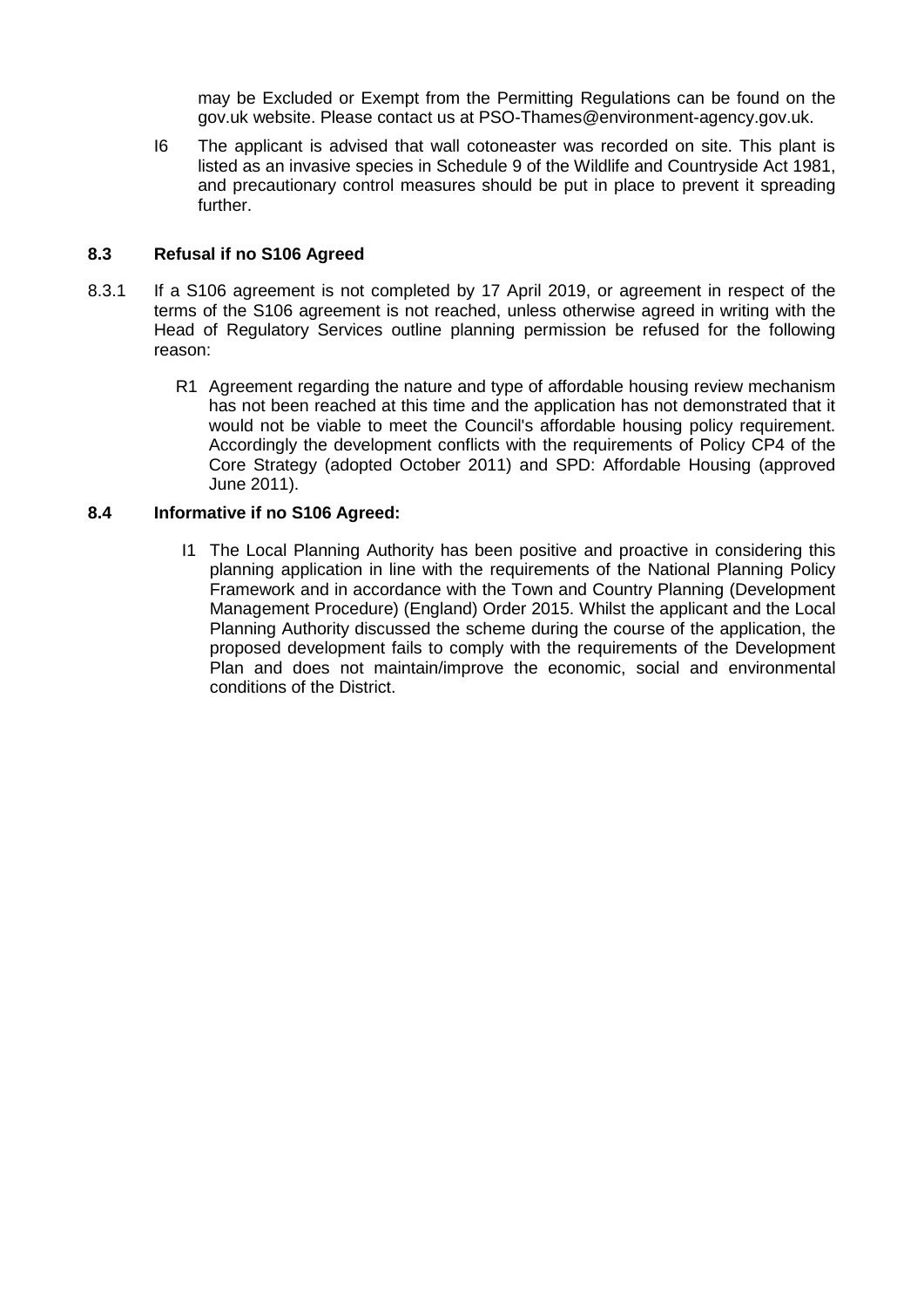may be Excluded or Exempt from the Permitting Regulations can be found on the gov.uk website. Please contact us at PSO-Thames@environment-agency.gov.uk.

I6 The applicant is advised that wall cotoneaster was recorded on site. This plant is listed as an invasive species in Schedule 9 of the Wildlife and Countryside Act 1981, and precautionary control measures should be put in place to prevent it spreading further.

### 8.3 Refusal if no S106 Agreed

8.3.1 If a S106 agreement is not completed by 17 April 2019, or agreement in respect of the terms of the S106 agreement is not reached, unless otherwise agreed in writing with the Head of Regulatory Services outline planning permission be refused for the following reason:

R1 Agreement regarding the nature and type of affordable housing review mechanism has not been reached at this time and the application has not demonstrated that it would not be viable to meet the Council's affordable housing policy requirement. Accordingly the development conflicts with the requirements of Policy CP4 of the Core Strategy (adopted October 2011) and SPD: Affordable Housing (approved June 2011).

### 8.4 Informative if no S106 Agreed:

I1 The Local Planning Authority has been positive and proactive in considering this planning application in line with the requirements of the National Planning Policy Framework and in accordance with the Town and Country Planning (Development Management Procedure) (England) Order 2015. Whilst the applicant and the Local Planning Authority discussed the scheme during the course of the application, the proposed development fails to comply with the requirements of the Development Plan and does not maintain/improve the economic, social and environmental conditions of the District.